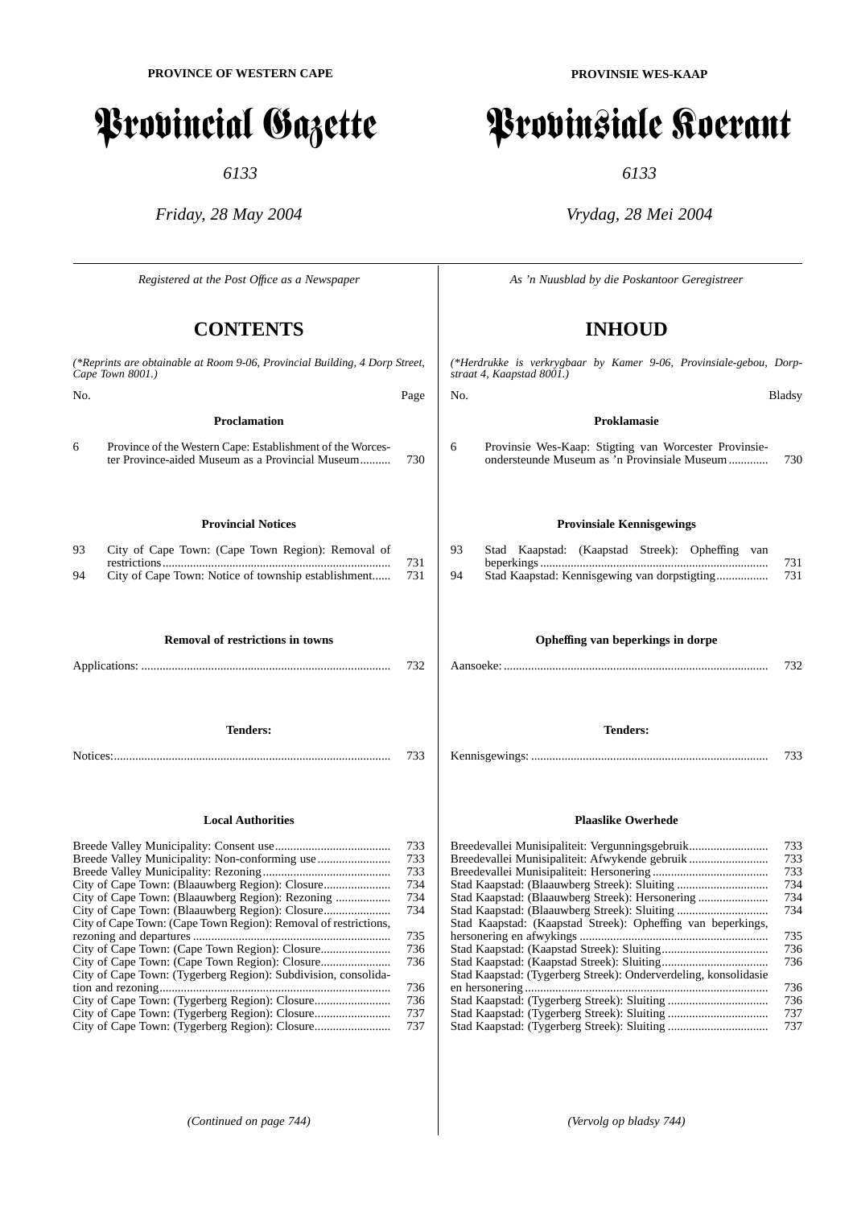**PROVINCE OF WESTERN CAPE**

# Provincial Gazette

*6133*

*Friday, 28 May 2004*

*Registered at the Post Office as a Newspaper*

## CONTENTS

*(\*Reprints are obtainable at Room 9-06, Provincial Building, 4 Dorp Street, Cape Town 8001.)*

| No. | | Page |
|---|---|---|
| | **Proclamation** | |
| 6 | Province of the Western Cape: Establishment of the Worcester Province-aided Museum as a Provincial Museum | 730 |
| | **Provincial Notices** | |
| 93 | City of Cape Town: (Cape Town Region): Removal of restrictions | 731 |
| 94 | City of Cape Town: Notice of township establishment | 731 |

### Removal of restrictions in towns

| | |
|---|---|
| Applications: | 732 |

### Tenders:

| | |
|---|---|
| Notices: | 733 |

### Local Authorities

| | |
|---|---|
| Breede Valley Municipality: Consent use | 733 |
| Breede Valley Municipality: Non-conforming use | 733 |
| Breede Valley Municipality: Rezoning | 733 |
| City of Cape Town: (Blaauwberg Region): Closure | 734 |
| City of Cape Town: (Blaauwberg Region): Rezoning | 734 |
| City of Cape Town: (Blaauwberg Region): Closure | 734 |
| City of Cape Town: (Cape Town Region): Removal of restrictions, rezoning and departures | 735 |
| City of Cape Town: (Cape Town Region): Closure | 736 |
| City of Cape Town: (Cape Town Region): Closure | 736 |
| City of Cape Town: (Tygerberg Region): Subdivision, consolidation and rezoning | 736 |
| City of Cape Town: (Tygerberg Region): Closure | 736 |
| City of Cape Town: (Tygerberg Region): Closure | 737 |
| City of Cape Town: (Tygerberg Region): Closure | 737 |

*(Continued on page 744)*

**PROVINSIE WES-KAAP**

# Provinsiale Koerant

*6133*

*Vrydag, 28 Mei 2004*

*As 'n Nuusblad by die Poskantoor Geregistreer*

## INHOUD

*(\*Herdrukke is verkrygbaar by Kamer 9-06, Provinsiale-gebou, Dorpstraat 4, Kaapstad 8001.)*

| No. | | Bladsy |
|---|---|---|
| | **Proklamasie** | |
| 6 | Provinsie Wes-Kaap: Stigting van Worcester Provinsieondersteunde Museum as 'n Provinsiale Museum | 730 |
| | **Provinsiale Kennisgewings** | |
| 93 | Stad Kaapstad: (Kaapstad Streek): Opheffing van beperkings | 731 |
| 94 | Stad Kaapstad: Kennisgewing van dorpstigting | 731 |

### Opheffing van beperkings in dorpe

| | |
|---|---|
| Aansoeke: | 732 |

### Tenders:

| | |
|---|---|
| Kennisgewings: | 733 |

### Plaaslike Owerhede

| | |
|---|---|
| Breedevallei Munisipaliteit: Vergunningsgebruik | 733 |
| Breedevallei Munisipaliteit: Afwykende gebruik | 733 |
| Breedevallei Munisipaliteit: Hersonering | 733 |
| Stad Kaapstad: (Blaauwberg Streek): Sluiting | 734 |
| Stad Kaapstad: (Blaauwberg Streek): Hersonering | 734 |
| Stad Kaapstad: (Blaauwberg Streek): Sluiting | 734 |
| Stad Kaapstad: (Kaapstad Streek): Opheffing van beperkings, hersonering en afwykings | 735 |
| Stad Kaapstad: (Kaapstad Streek): Sluiting | 736 |
| Stad Kaapstad: (Kaapstad Streek): Sluiting | 736 |
| Stad Kaapstad: (Tygerberg Streek): Onderverdeling, konsolidasie en hersonering | 736 |
| Stad Kaapstad: (Tygerberg Streek): Sluiting | 736 |
| Stad Kaapstad: (Tygerberg Streek): Sluiting | 737 |
| Stad Kaapstad: (Tygerberg Streek): Sluiting | 737 |

*(Vervolg op bladsy 744)*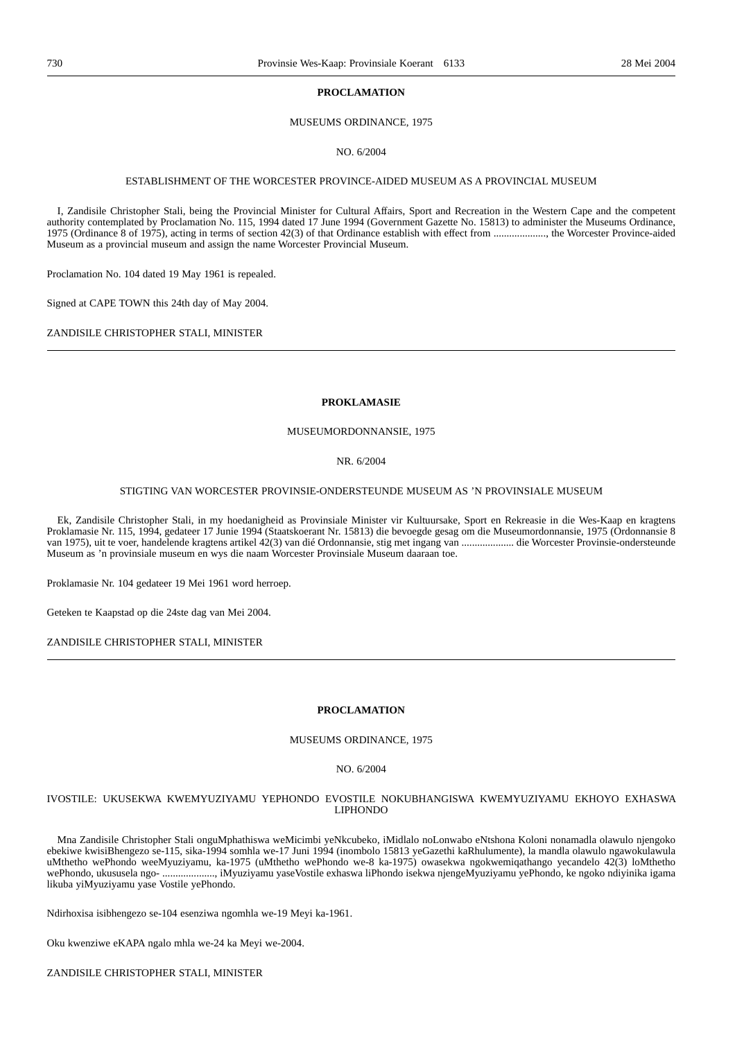**PROCLAMATION**

MUSEUMS ORDINANCE, 1975

NO. 6/2004

ESTABLISHMENT OF THE WORCESTER PROVINCE-AIDED MUSEUM AS A PROVINCIAL MUSEUM

I, Zandisile Christopher Stali, being the Provincial Minister for Cultural Affairs, Sport and Recreation in the Western Cape and the competent authority contemplated by Proclamation No. 115, 1994 dated 17 June 1994 (Government Gazette No. 15813) to administer the Museums Ordinance, 1975 (Ordinance 8 of 1975), acting in terms of section 42(3) of that Ordinance establish with effect from ...................., the Worcester Province-aided Museum as a provincial museum and assign the name Worcester Provincial Museum.

Proclamation No. 104 dated 19 May 1961 is repealed.

Signed at CAPE TOWN this 24th day of May 2004.

ZANDISILE CHRISTOPHER STALI, MINISTER

---

**PROKLAMASIE**

MUSEUMORDONNANSIE, 1975

NR. 6/2004

STIGTING VAN WORCESTER PROVINSIE-ONDERSTEUNDE MUSEUM AS 'N PROVINSIALE MUSEUM

Ek, Zandisile Christopher Stali, in my hoedanigheid as Provinsiale Minister vir Kultuursake, Sport en Rekreasie in die Wes-Kaap en kragtens Proklamasie Nr. 115, 1994, gedateer 17 Junie 1994 (Staatskoerant Nr. 15813) die bevoegde gesag om die Museumordonnansie, 1975 (Ordonnansie 8 van 1975), uit te voer, handelende kragtens artikel 42(3) van dié Ordonnansie, stig met ingang van .................... die Worcester Provinsie-ondersteunde Museum as 'n provinsiale museum en wys die naam Worcester Provinsiale Museum daaraan toe.

Proklamasie Nr. 104 gedateer 19 Mei 1961 word herroep.

Geteken te Kaapstad op die 24ste dag van Mei 2004.

ZANDISILE CHRISTOPHER STALI, MINISTER

---

**PROCLAMATION**

MUSEUMS ORDINANCE, 1975

NO. 6/2004

IVOSTILE: UKUSEKWA KWEMYUZIYAMU YEPHONDO EVOSTILE NOKUBHANGISWA KWEMYUZIYAMU EKHOYO EXHASWA LIPHONDO

Mna Zandisile Christopher Stali onguMphathiswa weMicimbi yeNkcubeko, iMidlalo noLonwabo eNtshona Koloni nonamadla olawulo njengoko ebekiwe kwisiBhengezo se-115, sika-1994 somhla we-17 Juni 1994 (inombolo 15813 yeGazethi kaRhulumente), la mandla olawulo ngawokulawula uMthetho wePhondo weeMyuziyamu, ka-1975 (uMthetho wePhondo we-8 ka-1975) owasekwa ngokwemiqathango yecandelo 42(3) loMthetho wePhondo, ukususela ngo- ...................., iMyuziyamu yaseVostile exhaswa liPhondo isekwa njengeMyuziyamu yePhondo, ke ngoko ndiyinika igama likuba yiMyuziyamu yase Vostile yePhondo.

Ndirhoxisa isibhengezo se-104 esenziwa ngomhla we-19 Meyi ka-1961.

Oku kwenziwe eKAPA ngalo mhla we-24 ka Meyi we-2004.

ZANDISILE CHRISTOPHER STALI, MINISTER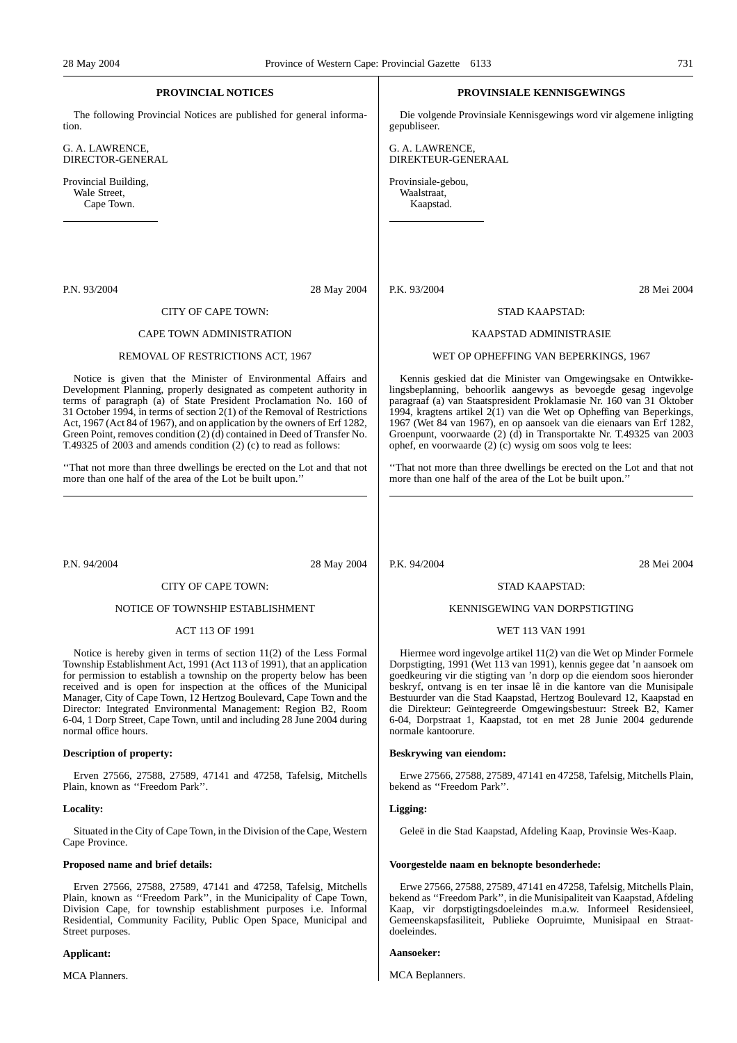## PROVINCIAL NOTICES

The following Provincial Notices are published for general information.

G. A. LAWRENCE,
DIRECTOR-GENERAL

Provincial Building,
Wale Street,
Cape Town.

---

P.N. 93/2004 28 May 2004

CITY OF CAPE TOWN:

CAPE TOWN ADMINISTRATION

REMOVAL OF RESTRICTIONS ACT, 1967

Notice is given that the Minister of Environmental Affairs and Development Planning, properly designated as competent authority in terms of paragraph (a) of State President Proclamation No. 160 of 31 October 1994, in terms of section 2(1) of the Removal of Restrictions Act, 1967 (Act 84 of 1967), and on application by the owners of Erf 1282, Green Point, removes condition (2) (d) contained in Deed of Transfer No. T.49325 of 2003 and amends condition (2) (c) to read as follows:

''That not more than three dwellings be erected on the Lot and that not more than one half of the area of the Lot be built upon.''

---

P.N. 94/2004 28 May 2004

CITY OF CAPE TOWN:

NOTICE OF TOWNSHIP ESTABLISHMENT

ACT 113 OF 1991

Notice is hereby given in terms of section 11(2) of the Less Formal Township Establishment Act, 1991 (Act 113 of 1991), that an application for permission to establish a township on the property below has been received and is open for inspection at the offices of the Municipal Manager, City of Cape Town, 12 Hertzog Boulevard, Cape Town and the Director: Integrated Environmental Management: Region B2, Room 6-04, 1 Dorp Street, Cape Town, until and including 28 June 2004 during normal office hours.

**Description of property:**

Erven 27566, 27588, 27589, 47141 and 47258, Tafelsig, Mitchells Plain, known as ''Freedom Park''.

**Locality:**

Situated in the City of Cape Town, in the Division of the Cape, Western Cape Province.

**Proposed name and brief details:**

Erven 27566, 27588, 27589, 47141 and 47258, Tafelsig, Mitchells Plain, known as ''Freedom Park'', in the Municipality of Cape Town, Division Cape, for township establishment purposes i.e. Informal Residential, Community Facility, Public Open Space, Municipal and Street purposes.

**Applicant:**

MCA Planners.

---

## PROVINSIALE KENNISGEWINGS

Die volgende Provinsiale Kennisgewings word vir algemene inligting gepubliseer.

G. A. LAWRENCE,
DIREKTEUR-GENERAAL

Provinsiale-gebou,
Waalstraat,
Kaapstad.

---

P.K. 93/2004 28 Mei 2004

STAD KAAPSTAD:

KAAPSTAD ADMINISTRASIE

WET OP OPHEFFING VAN BEPERKINGS, 1967

Kennis geskied dat die Minister van Omgewingsake en Ontwikkelingsbeplanning, behoorlik aangewys as bevoegde gesag ingevolge paragraaf (a) van Staatspresident Proklamasie Nr. 160 van 31 Oktober 1994, kragtens artikel 2(1) van die Wet op Opheffing van Beperkings, 1967 (Wet 84 van 1967), en op aansoek van die eienaars van Erf 1282, Groenpunt, voorwaarde (2) (d) in Transportakte Nr. T.49325 van 2003 ophef, en voorwaarde (2) (c) wysig om soos volg te lees:

''That not more than three dwellings be erected on the Lot and that not more than one half of the area of the Lot be built upon.''

---

P.K. 94/2004 28 Mei 2004

STAD KAAPSTAD:

KENNISGEWING VAN DORPSTIGTING

WET 113 VAN 1991

Hiermee word ingevolge artikel 11(2) van die Wet op Minder Formele Dorpstigting, 1991 (Wet 113 van 1991), kennis gegee dat 'n aansoek om goedkeuring vir die stigting van 'n dorp op die eiendom soos hieronder beskryf, ontvang is en ter insae lê in die kantore van die Munisipale Bestuurder van die Stad Kaapstad, Hertzog Boulevard 12, Kaapstad en die Direkteur: Geïntegreerde Omgewingsbestuur: Streek B2, Kamer 6-04, Dorpstraat 1, Kaapstad, tot en met 28 Junie 2004 gedurende normale kantoorure.

**Beskrywing van eiendom:**

Erwe 27566, 27588, 27589, 47141 en 47258, Tafelsig, Mitchells Plain, bekend as ''Freedom Park''.

**Ligging:**

Geleë in die Stad Kaapstad, Afdeling Kaap, Provinsie Wes-Kaap.

**Voorgestelde naam en beknopte besonderhede:**

Erwe 27566, 27588, 27589, 47141 en 47258, Tafelsig, Mitchells Plain, bekend as ''Freedom Park'', in die Munisipaliteit van Kaapstad, Afdeling Kaap, vir dorpstigtingsdoeleindes m.a.w. Informeel Residensieel, Gemeenskapsfasiliteit, Publieke Oopruimte, Munisipaal en Straatdoeleindes.

**Aansoeker:**

MCA Beplanners.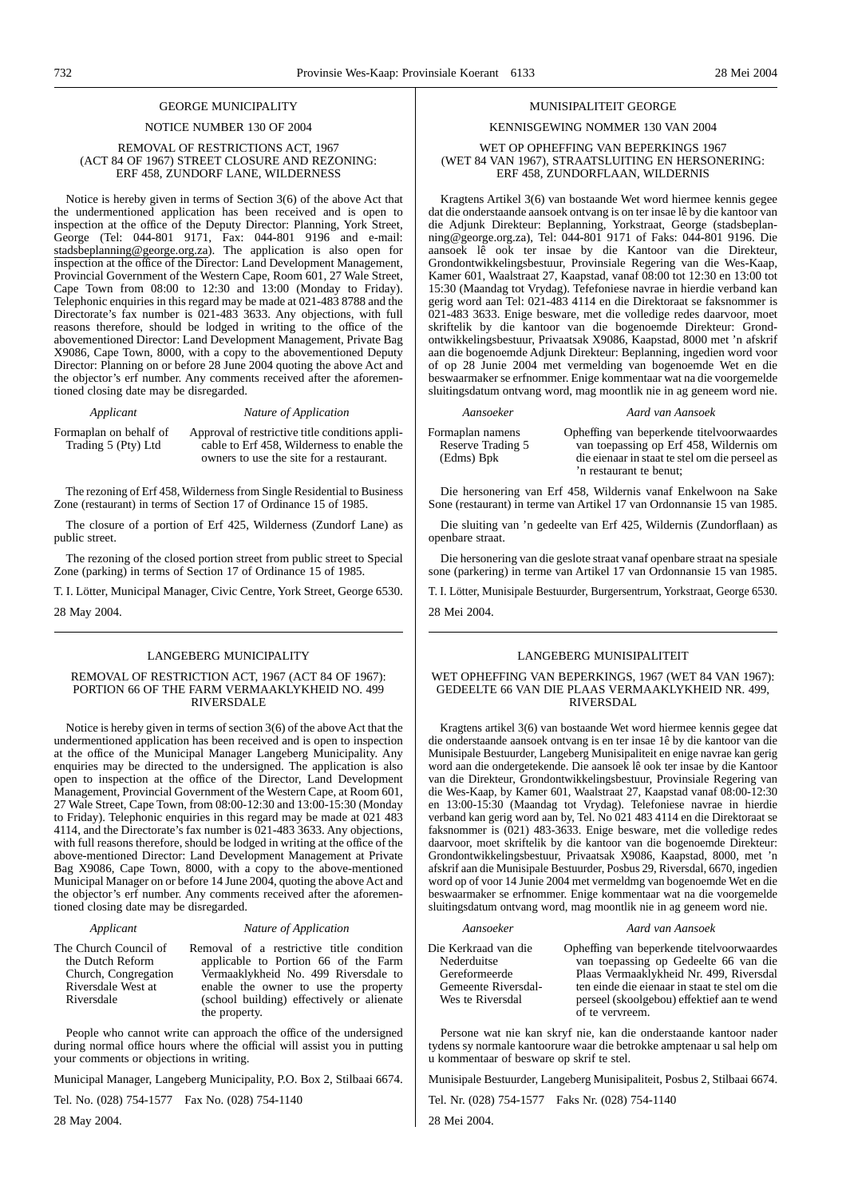## GEORGE MUNICIPALITY

NOTICE NUMBER 130 OF 2004

REMOVAL OF RESTRICTIONS ACT, 1967 (ACT 84 OF 1967) STREET CLOSURE AND REZONING: ERF 458, ZUNDORF LANE, WILDERNESS

Notice is hereby given in terms of Section 3(6) of the above Act that the undermentioned application has been received and is open to inspection at the office of the Deputy Director: Planning, York Street, George (Tel: 044-801 9171, Fax: 044-801 9196 and e-mail: stadsbeplanning@george.org.za). The application is also open for inspection at the office of the Director: Land Development Management, Provincial Government of the Western Cape, Room 601, 27 Wale Street, Cape Town from 08:00 to 12:30 and 13:00 (Monday to Friday). Telephonic enquiries in this regard may be made at 021-483 8788 and the Directorate's fax number is 021-483 3633. Any objections, with full reasons therefore, should be lodged in writing to the office of the abovementioned Director: Land Development Management, Private Bag X9086, Cape Town, 8000, with a copy to the abovementioned Deputy Director: Planning on or before 28 June 2004 quoting the above Act and the objector's erf number. Any comments received after the aforementioned closing date may be disregarded.

| *Applicant* | *Nature of Application* |
|---|---|
| Formaplan on behalf of Trading 5 (Pty) Ltd | Approval of restrictive title conditions applicable to Erf 458, Wilderness to enable the owners to use the site for a restaurant. |

The rezoning of Erf 458, Wilderness from Single Residential to Business Zone (restaurant) in terms of Section 17 of Ordinance 15 of 1985.

The closure of a portion of Erf 425, Wilderness (Zundorf Lane) as public street.

The rezoning of the closed portion street from public street to Special Zone (parking) in terms of Section 17 of Ordinance 15 of 1985.

T. I. Lötter, Municipal Manager, Civic Centre, York Street, George 6530.

28 May 2004.

## MUNISIPALITEIT GEORGE

KENNISGEWING NOMMER 130 VAN 2004

WET OP OPHEFFING VAN BEPERKINGS 1967 (WET 84 VAN 1967), STRAATSLUITING EN HERSONERING: ERF 458, ZUNDORFLAAN, WILDERNIS

Kragtens Artikel 3(6) van bostaande Wet word hiermee kennis gegee dat die onderstaande aansoek ontvang is on ter insae lê by die kantoor van die Adjunk Direkteur: Beplanning, Yorkstraat, George (stadsbeplanning@george.org.za), Tel: 044-801 9171 of Faks: 044-801 9196. Die aansoek lê ook ter insae by die Kantoor van die Direkteur, Grondontwikkelingsbestuur, Provinsiale Regering van die Wes-Kaap, Kamer 601, Waalstraat 27, Kaapstad, vanaf 08:00 tot 12:30 en 13:00 tot 15:30 (Maandag tot Vrydag). Tefefoniese navrae in hierdie verband kan gerig word aan Tel: 021-483 4114 en die Direktoraat se faksnommer is 021-483 3633. Enige besware, met die volledige redes daarvoor, moet skriftelik by die kantoor van die bogenoemde Direkteur: Grondontwikkelingsbestuur, Privaatsak X9086, Kaapstad, 8000 met 'n afskrif aan die bogenoemde Adjunk Direkteur: Beplanning, ingedien word voor of op 28 Junie 2004 met vermelding van bogenoemde Wet en die beswaarmaker se erfnommer. Enige kommentaar wat na die voorgemelde sluitingsdatum ontvang word, mag moontlik nie in ag geneem word nie.

| *Aansoeker* | *Aard van Aansoek* |
|---|---|
| Formaplan namens Reserve Trading 5 (Edms) Bpk | Opheffing van beperkende titelvoorwaardes van toepassing op Erf 458, Wildernis om die eienaar in staat te stel om die perseel as 'n restaurant te benut; |

Die hersonering van Erf 458, Wildernis vanaf Enkelwoon na Sake Sone (restaurant) in terme van Artikel 17 van Ordonnansie 15 van 1985.

Die sluiting van 'n gedeelte van Erf 425, Wildernis (Zundorflaan) as openbare straat.

Die hersonering van die geslote straat vanaf openbare straat na spesiale sone (parkering) in terme van Artikel 17 van Ordonnansie 15 van 1985.

T. I. Lötter, Munisipale Bestuurder, Burgersentrum, Yorkstraat, George 6530.

28 Mei 2004.

## LANGEBERG MUNICIPALITY

REMOVAL OF RESTRICTION ACT, 1967 (ACT 84 OF 1967): PORTION 66 OF THE FARM VERMAAKLYKHEID NO. 499 RIVERSDALE

Notice is hereby given in terms of section 3(6) of the above Act that the undermentioned application has been received and is open to inspection at the office of the Municipal Manager Langeberg Municipality. Any enquiries may be directed to the undersigned. The application is also open to inspection at the office of the Director, Land Development Management, Provincial Government of the Western Cape, at Room 601, 27 Wale Street, Cape Town, from 08:00-12:30 and 13:00-15:30 (Monday to Friday). Telephonic enquiries in this regard may be made at 021 483 4114, and the Directorate's fax number is 021-483 3633. Any objections, with full reasons therefore, should be lodged in writing at the office of the above-mentioned Director: Land Development Management at Private Bag X9086, Cape Town, 8000, with a copy to the above-mentioned Municipal Manager on or before 14 June 2004, quoting the above Act and the objector's erf number. Any comments received after the aforementioned closing date may be disregarded.

| *Applicant* | *Nature of Application* |
|---|---|
| The Church Council of the Dutch Reform Church, Congregation Riversdale West at Riversdale | Removal of a restrictive title condition applicable to Portion 66 of the Farm Vermaaklykheid No. 499 Riversdale to enable the owner to use the property (school building) effectively or alienate the property. |

People who cannot write can approach the office of the undersigned during normal office hours where the official will assist you in putting your comments or objections in writing.

Municipal Manager, Langeberg Municipality, P.O. Box 2, Stilbaai 6674.

Tel. No. (028) 754-1577 Fax No. (028) 754-1140

28 May 2004.

## LANGEBERG MUNISIPALITEIT

WET OPHEFFING VAN BEPERKINGS, 1967 (WET 84 VAN 1967): GEDEELTE 66 VAN DIE PLAAS VERMAAKLYKHEID NR. 499, RIVERSDAL

Kragtens artikel 3(6) van bostaande Wet word hiermee kennis gegee dat die onderstaande aansoek ontvang is en ter insae 1ê by die kantoor van die Munisipale Bestuurder, Langeberg Munisipaliteit en enige navrae kan gerig word aan die ondergetekende. Die aansoek lê ook ter insae by die Kantoor van die Direkteur, Grondontwikkelingsbestuur, Provinsiale Regering van die Wes-Kaap, by Kamer 601, Waalstraat 27, Kaapstad vanaf 08:00-12:30 en 13:00-15:30 (Maandag tot Vrydag). Telefoniese navrae in hierdie verband kan gerig word aan by, Tel. No 021 483 4114 en die Direktoraat se faksnommer is (021) 483-3633. Enige besware, met die volledige redes daarvoor, moet skriftelik by die kantoor van die bogenoemde Direkteur: Grondontwikkelingsbestuur, Privaatsak X9086, Kaapstad, 8000, met 'n afskrif aan die Munisipale Bestuurder, Posbus 29, Riversdal, 6670, ingedien word op of voor 14 Junie 2004 met vermeldmg van bogenoemde Wet en die beswaarmaker se erfnommer. Enige kommentaar wat na die voorgemelde sluitingsdatum ontvang word, mag moontlik nie in ag geneem word nie.

| *Aansoeker* | *Aard van Aansoek* |
|---|---|
| Die Kerkraad van die Nederduitse Gereformeerde Gemeente Riversdal-Wes te Riversdal | Opheffing van beperkende titelvoorwaardes van toepassing op Gedeelte 66 van die Plaas Vermaaklykheid Nr. 499, Riversdal ten einde die eienaar in staat te stel om die perseel (skoolgebou) effektief aan te wend of te vervreem. |

Persone wat nie kan skryf nie, kan die onderstaande kantoor nader tydens sy normale kantoorure waar die betrokke amptenaar u sal help om u kommentaar of besware op skrif te stel.

Munisipale Bestuurder, Langeberg Munisipaliteit, Posbus 2, Stilbaai 6674.

Tel. Nr. (028) 754-1577 Faks Nr. (028) 754-1140

28 Mei 2004.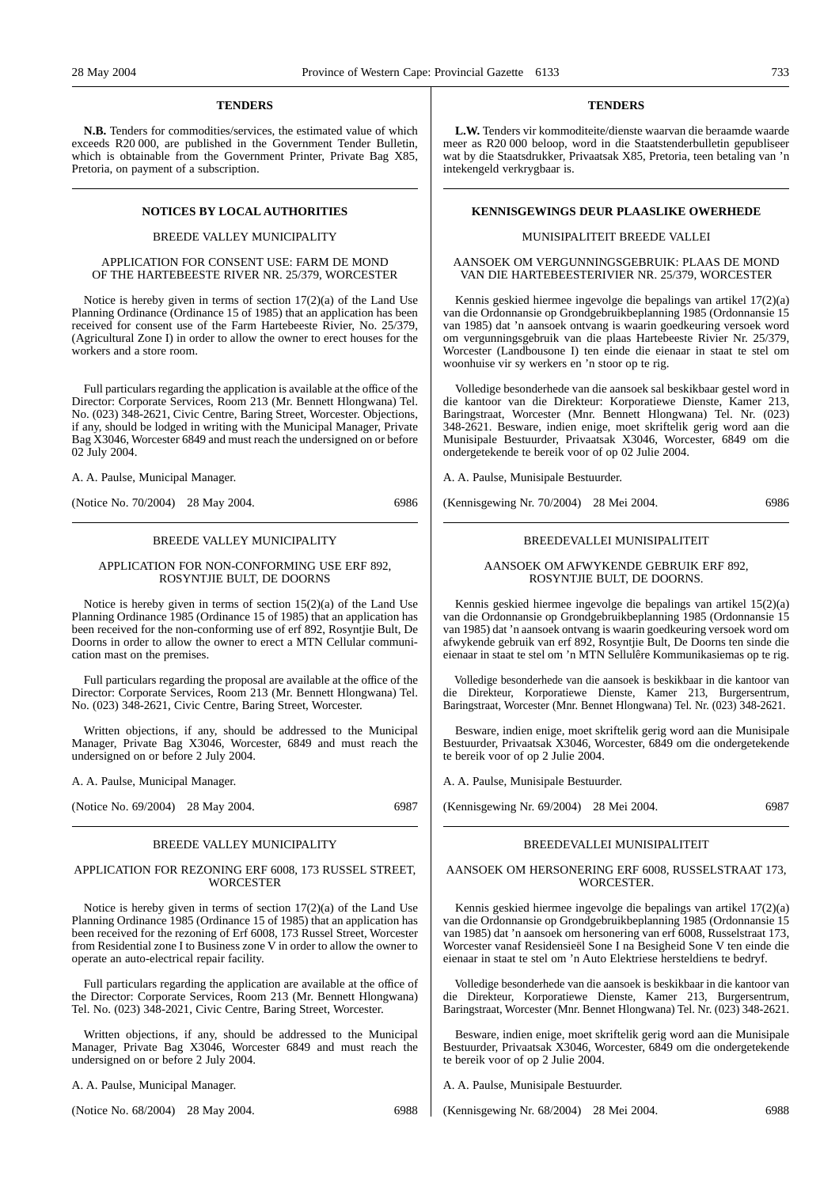## TENDERS

**N.B.** Tenders for commodities/services, the estimated value of which exceeds R20 000, are published in the Government Tender Bulletin, which is obtainable from the Government Printer, Private Bag X85, Pretoria, on payment of a subscription.

## NOTICES BY LOCAL AUTHORITIES

BREEDE VALLEY MUNICIPALITY

APPLICATION FOR CONSENT USE: FARM DE MOND OF THE HARTEBEESTE RIVER NR. 25/379, WORCESTER

Notice is hereby given in terms of section 17(2)(a) of the Land Use Planning Ordinance (Ordinance 15 of 1985) that an application has been received for consent use of the Farm Hartebeeste Rivier, No. 25/379, (Agricultural Zone I) in order to allow the owner to erect houses for the workers and a store room.

Full particulars regarding the application is available at the office of the Director: Corporate Services, Room 213 (Mr. Bennett Hlongwana) Tel. No. (023) 348-2621, Civic Centre, Baring Street, Worcester. Objections, if any, should be lodged in writing with the Municipal Manager, Private Bag X3046, Worcester 6849 and must reach the undersigned on or before 02 July 2004.

A. A. Paulse, Municipal Manager.

(Notice No. 70/2004) 28 May 2004. 6986

BREEDE VALLEY MUNICIPALITY

APPLICATION FOR NON-CONFORMING USE ERF 892, ROSYNTJIE BULT, DE DOORNS

Notice is hereby given in terms of section 15(2)(a) of the Land Use Planning Ordinance 1985 (Ordinance 15 of 1985) that an application has been received for the non-conforming use of erf 892, Rosyntjie Bult, De Doorns in order to allow the owner to erect a MTN Cellular communication mast on the premises.

Full particulars regarding the proposal are available at the office of the Director: Corporate Services, Room 213 (Mr. Bennett Hlongwana) Tel. No. (023) 348-2621, Civic Centre, Baring Street, Worcester.

Written objections, if any, should be addressed to the Municipal Manager, Private Bag X3046, Worcester, 6849 and must reach the undersigned on or before 2 July 2004.

A. A. Paulse, Municipal Manager.

(Notice No. 69/2004) 28 May 2004. 6987

BREEDE VALLEY MUNICIPALITY

APPLICATION FOR REZONING ERF 6008, 173 RUSSEL STREET, WORCESTER

Notice is hereby given in terms of section 17(2)(a) of the Land Use Planning Ordinance 1985 (Ordinance 15 of 1985) that an application has been received for the rezoning of Erf 6008, 173 Russel Street, Worcester from Residential zone I to Business zone V in order to allow the owner to operate an auto-electrical repair facility.

Full particulars regarding the application are available at the office of the Director: Corporate Services, Room 213 (Mr. Bennett Hlongwana) Tel. No. (023) 348-2021, Civic Centre, Baring Street, Worcester.

Written objections, if any, should be addressed to the Municipal Manager, Private Bag X3046, Worcester 6849 and must reach the undersigned on or before 2 July 2004.

A. A. Paulse, Municipal Manager.

(Notice No. 68/2004) 28 May 2004. 6988

## TENDERS

**L.W.** Tenders vir kommoditeite/dienste waarvan die beraamde waarde meer as R20 000 beloop, word in die Staatstenderbulletin gepubliseer wat by die Staatsdrukker, Privaatsak X85, Pretoria, teen betaling van 'n intekengeld verkrygbaar is.

## KENNISGEWINGS DEUR PLAASLIKE OWERHEDE

MUNISIPALITEIT BREEDE VALLEI

AANSOEK OM VERGUNNINGSGEBRUIK: PLAAS DE MOND VAN DIE HARTEBEESTERIVIER NR. 25/379, WORCESTER

Kennis geskied hiermee ingevolge die bepalings van artikel 17(2)(a) van die Ordonnansie op Grondgebruikbeplanning 1985 (Ordonnansie 15 van 1985) dat 'n aansoek ontvang is waarin goedkeuring versoek word om vergunningsgebruik van die plaas Hartebeeste Rivier Nr. 25/379, Worcester (Landbousone I) ten einde die eienaar in staat te stel om woonhuise vir sy werkers en 'n stoor op te rig.

Volledige besonderhede van die aansoek sal beskikbaar gestel word in die kantoor van die Direkteur: Korporatiewe Dienste, Kamer 213, Baringstraat, Worcester (Mnr. Bennett Hlongwana) Tel. Nr. (023) 348-2621. Besware, indien enige, moet skriftelik gerig word aan die Munisipale Bestuurder, Privaatsak X3046, Worcester, 6849 om die ondergetekende te bereik voor of op 02 Julie 2004.

A. A. Paulse, Munisipale Bestuurder.

(Kennisgewing Nr. 70/2004) 28 Mei 2004. 6986

BREEDEVALLEI MUNISIPALITEIT

AANSOEK OM AFWYKENDE GEBRUIK ERF 892, ROSYNTJIE BULT, DE DOORNS.

Kennis geskied hiermee ingevolge die bepalings van artikel 15(2)(a) van die Ordonnansie op Grondgebruikbeplanning 1985 (Ordonnansie 15 van 1985) dat 'n aansoek ontvang is waarin goedkeuring versoek word om afwykende gebruik van erf 892, Rosyntjie Bult, De Doorns ten sinde die eienaar in staat te stel om 'n MTN Sellulêre Kommunikasiemas op te rig.

Volledige besonderhede van die aansoek is beskikbaar in die kantoor van die Direkteur, Korporatiewe Dienste, Kamer 213, Burgersentrum, Baringstraat, Worcester (Mnr. Bennet Hlongwana) Tel. Nr. (023) 348-2621.

Besware, indien enige, moet skriftelik gerig word aan die Munisipale Bestuurder, Privaatsak X3046, Worcester, 6849 om die ondergetekende te bereik voor of op 2 Julie 2004.

A. A. Paulse, Munisipale Bestuurder.

(Kennisgewing Nr. 69/2004) 28 Mei 2004. 6987

BREEDEVALLEI MUNISIPALITEIT

AANSOEK OM HERSONERING ERF 6008, RUSSELSTRAAT 173, WORCESTER.

Kennis geskied hiermee ingevolge die bepalings van artikel 17(2)(a) van die Ordonnansie op Grondgebruikbeplanning 1985 (Ordonnansie 15 van 1985) dat 'n aansoek om hersonering van erf 6008, Russelstraat 173, Worcester vanaf Residensieël Sone I na Besigheid Sone V ten einde die eienaar in staat te stel om 'n Auto Elektriese hersteldiens te bedryf.

Volledige besonderhede van die aansoek is beskikbaar in die kantoor van die Direkteur, Korporatiewe Dienste, Kamer 213, Burgersentrum, Baringstraat, Worcester (Mnr. Bennet Hlongwana) Tel. Nr. (023) 348-2621.

Besware, indien enige, moet skriftelik gerig word aan die Munisipale Bestuurder, Privaatsak X3046, Worcester, 6849 om die ondergetekende te bereik voor of op 2 Julie 2004.

A. A. Paulse, Munisipale Bestuurder.

(Kennisgewing Nr. 68/2004) 28 Mei 2004. 6988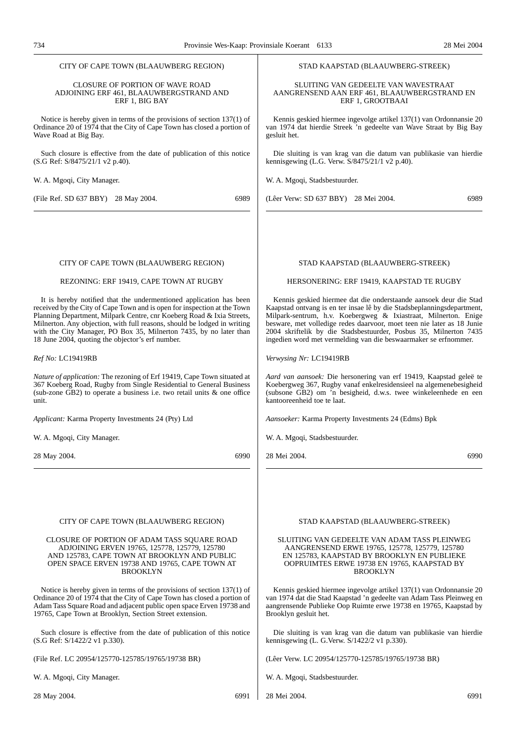CITY OF CAPE TOWN (BLAAUWBERG REGION)

CLOSURE OF PORTION OF WAVE ROAD ADJOINING ERF 461, BLAAUWBERGSTRAND AND ERF 1, BIG BAY

Notice is hereby given in terms of the provisions of section 137(1) of Ordinance 20 of 1974 that the City of Cape Town has closed a portion of Wave Road at Big Bay.

Such closure is effective from the date of publication of this notice (S.G Ref: S/8475/21/1 v2 p.40).

W. A. Mgoqi, City Manager.

(File Ref. SD 637 BBY) 28 May 2004. 6989

---

STAD KAAPSTAD (BLAAUWBERG-STREEK)

SLUITING VAN GEDEELTE VAN WAVESTRAAT AANGRENSEND AAN ERF 461, BLAAUWBERGSTRAND EN ERF 1, GROOTBAAI

Kennis geskied hiermee ingevolge artikel 137(1) van Ordonnansie 20 van 1974 dat hierdie Streek 'n gedeelte van Wave Straat by Big Bay gesluit het.

Die sluiting is van krag van die datum van publikasie van hierdie kennisgewing (L.G. Verw. S/8475/21/1 v2 p.40).

W. A. Mgoqi, Stadsbestuurder.

(Lêer Verw: SD 637 BBY) 28 Mei 2004. 6989

---

CITY OF CAPE TOWN (BLAAUWBERG REGION)

REZONING: ERF 19419, CAPE TOWN AT RUGBY

It is hereby notified that the undermentioned application has been received by the City of Cape Town and is open for inspection at the Town Planning Department, Milpark Centre, cnr Koeberg Road & Ixia Streets, Milnerton. Any objection, with full reasons, should be lodged in writing with the City Manager, PO Box 35, Milnerton 7435, by no later than 18 June 2004, quoting the objector's erf number.

*Ref No:* LC19419RB

*Nature of application:* The rezoning of Erf 19419, Cape Town situated at 367 Koeberg Road, Rugby from Single Residential to General Business (sub-zone GB2) to operate a business i.e. two retail units & one office unit.

*Applicant:* Karma Property Investments 24 (Pty) Ltd

W. A. Mgoqi, City Manager.

28 May 2004. 6990

---

STAD KAAPSTAD (BLAAUWBERG-STREEK)

HERSONERING: ERF 19419, KAAPSTAD TE RUGBY

Kennis geskied hiermee dat die onderstaande aansoek deur die Stad Kaapstad ontvang is en ter insae lê by die Stadsbeplanningsdepartment, Milpark-sentrum, h.v. Koebergweg & Ixiastraat, Milnerton. Enige besware, met volledige redes daarvoor, moet teen nie later as 18 Junie 2004 skriftelik by die Stadsbestuurder, Posbus 35, Milnerton 7435 ingedien word met vermelding van die beswaarmaker se erfnommer.

*Verwysing Nr:* LC19419RB

*Aard van aansoek:* Die hersonering van erf 19419, Kaapstad geleë te Koebergweg 367, Rugby vanaf enkelresidensieel na algemenebesigheid (subsone GB2) om 'n besigheid, d.w.s. twee winkeleenhede en een kantooreenheid toe te laat.

*Aansoeker:* Karma Property Investments 24 (Edms) Bpk

W. A. Mgoqi, Stadsbestuurder.

28 Mei 2004. 6990

---

CITY OF CAPE TOWN (BLAAUWBERG REGION)

CLOSURE OF PORTION OF ADAM TASS SQUARE ROAD ADJOINING ERVEN 19765, 125778, 125779, 125780 AND 125783, CAPE TOWN AT BROOKLYN AND PUBLIC OPEN SPACE ERVEN 19738 AND 19765, CAPE TOWN AT BROOKLYN

Notice is hereby given in terms of the provisions of section 137(1) of Ordinance 20 of 1974 that the City of Cape Town has closed a portion of Adam Tass Square Road and adjacent public open space Erven 19738 and 19765, Cape Town at Brooklyn, Section Street extension.

Such closure is effective from the date of publication of this notice (S.G Ref: S/1422/2 v1 p.330).

(File Ref. LC 20954/125770-125785/19765/19738 BR)

W. A. Mgoqi, City Manager.

28 May 2004. 6991

---

STAD KAAPSTAD (BLAAUWBERG-STREEK)

SLUITING VAN GEDEELTE VAN ADAM TASS PLEINWEG AANGRENSEND ERWE 19765, 125778, 125779, 125780 EN 125783, KAAPSTAD BY BROOKLYN EN PUBLIEKE OOPRUIMTES ERWE 19738 EN 19765, KAAPSTAD BY BROOKLYN

Kennis geskied hiermee ingevolge artikel 137(1) van Ordonnansie 20 van 1974 dat die Stad Kaapstad 'n gedeelte van Adam Tass Pleinweg en aangrensende Publieke Oop Ruimte erwe 19738 en 19765, Kaapstad by Brooklyn gesluit het.

Die sluiting is van krag van die datum van publikasie van hierdie kennisgewing (L. G.Verw. S/1422/2 v1 p.330).

(Lêer Verw. LC 20954/125770-125785/19765/19738 BR)

W. A. Mgoqi, Stadsbestuurder.

28 Mei 2004. 6991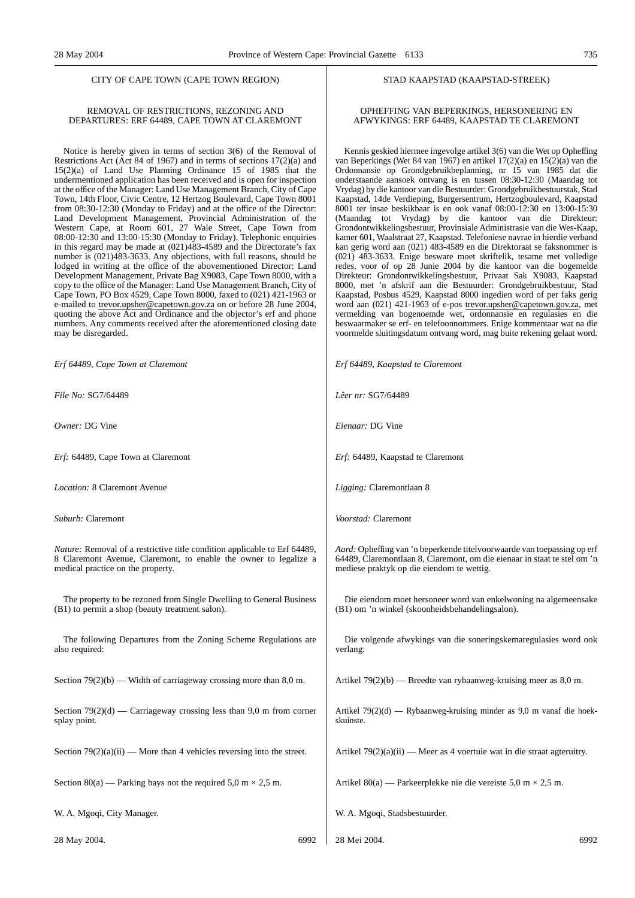CITY OF CAPE TOWN (CAPE TOWN REGION)

REMOVAL OF RESTRICTIONS, REZONING AND DEPARTURES: ERF 64489, CAPE TOWN AT CLAREMONT

Notice is hereby given in terms of section 3(6) of the Removal of Restrictions Act (Act 84 of 1967) and in terms of sections 17(2)(a) and 15(2)(a) of Land Use Planning Ordinance 15 of 1985 that the undermentioned application has been received and is open for inspection at the office of the Manager: Land Use Management Branch, City of Cape Town, 14th Floor, Civic Centre, 12 Hertzog Boulevard, Cape Town 8001 from 08:30-12:30 (Monday to Friday) and at the office of the Director: Land Development Management, Provincial Administration of the Western Cape, at Room 601, 27 Wale Street, Cape Town from 08:00-12:30 and 13:00-15:30 (Monday to Friday). Telephonic enquiries in this regard may be made at (021)483-4589 and the Directorate's fax number is (021)483-3633. Any objections, with full reasons, should be lodged in writing at the office of the abovementioned Director: Land Development Management, Private Bag X9083, Cape Town 8000, with a copy to the office of the Manager: Land Use Management Branch, City of Cape Town, PO Box 4529, Cape Town 8000, faxed to (021) 421-1963 or e-mailed to trevor.upsher@capetown.gov.za on or before 28 June 2004, quoting the above Act and Ordinance and the objector's erf and phone numbers. Any comments received after the aforementioned closing date may be disregarded.

*Erf 64489, Cape Town at Claremont*

*File No:* SG7/64489

*Owner:* DG Vine

*Erf:* 64489, Cape Town at Claremont

*Location:* 8 Claremont Avenue

*Suburb:* Claremont

*Nature:* Removal of a restrictive title condition applicable to Erf 64489, 8 Claremont Avenue, Claremont, to enable the owner to legalize a medical practice on the property.

The property to be rezoned from Single Dwelling to General Business (B1) to permit a shop (beauty treatment salon).

The following Departures from the Zoning Scheme Regulations are also required:

Section 79(2)(b) — Width of carriageway crossing more than 8,0 m.

Section 79(2)(d) — Carriageway crossing less than 9,0 m from corner splay point.

Section 79(2)(a)(ii) — More than 4 vehicles reversing into the street.

Section 80(a) — Parking bays not the required 5,0 m × 2,5 m.

W. A. Mgoqi, City Manager.

28 May 2004. 6992

STAD KAAPSTAD (KAAPSTAD-STREEK)

OPHEFFING VAN BEPERKINGS, HERSONERING EN AFWYKINGS: ERF 64489, KAAPSTAD TE CLAREMONT

Kennis geskied hiermee ingevolge artikel 3(6) van die Wet op Opheffing van Beperkings (Wet 84 van 1967) en artikel 17(2)(a) en 15(2)(a) van die Ordonnansie op Grondgebruikbeplanning, nr 15 van 1985 dat die onderstaande aansoek ontvang is en tussen 08:30-12:30 (Maandag tot Vrydag) by die kantoor van die Bestuurder: Grondgebruikbestuurstak, Stad Kaapstad, 14de Verdieping, Burgersentrum, Hertzogboulevard, Kaapstad 8001 ter insae beskikbaar is en ook vanaf 08:00-12:30 en 13:00-15:30 (Maandag tot Vrydag) by die kantoor van die Direkteur: Grondontwikkelingsbestuur, Provinsiale Administrasie van die Wes-Kaap, kamer 601, Waalstraat 27, Kaapstad. Telefoniese navrae in hierdie verband kan gerig word aan (021) 483-4589 en die Direktoraat se faksnommer is (021) 483-3633. Enige besware moet skriftelik, tesame met volledige redes, voor of op 28 Junie 2004 by die kantoor van die bogemelde Direkteur: Grondontwikkelingsbestuur, Privaat Sak X9083, Kaapstad 8000, met 'n afskrif aan die Bestuurder: Grondgebruikbestuur, Stad Kaapstad, Posbus 4529, Kaapstad 8000 ingedien word of per faks gerig word aan (021) 421-1963 of e-pos trevor.upsher@capetown.gov.za, met vermelding van bogenoemde wet, ordonnansie en regulasies en die beswaarmaker se erf- en telefoonnommers. Enige kommentaar wat na die voormelde sluitingsdatum ontvang word, mag buite rekening gelaat word.

*Erf 64489, Kaapstad te Claremont*

*Lêer nr:* SG7/64489

*Eienaar:* DG Vine

*Erf:* 64489, Kaapstad te Claremont

*Ligging:* Claremontlaan 8

*Voorstad:* Claremont

*Aard:* Opheffing van 'n beperkende titelvoorwaarde van toepassing op erf 64489, Claremontlaan 8, Claremont, om die eienaar in staat te stel om 'n mediese praktyk op die eiendom te wettig.

Die eiendom moet hersoneer word van enkelwoning na algemeensake (B1) om 'n winkel (skoonheidsbehandelingsalon).

Die volgende afwykings van die soneringskemaregulasies word ook verlang:

Artikel 79(2)(b) — Breedte van rybaanweg-kruising meer as 8,0 m.

Artikel 79(2)(d) — Rybaanweg-kruising minder as 9,0 m vanaf die hoek-skuinste.

Artikel 79(2)(a)(ii) — Meer as 4 voertuie wat in die straat agteruitry.

Artikel 80(a) — Parkeerplekke nie die vereiste 5,0 m × 2,5 m.

W. A. Mgoqi, Stadsbestuurder.

28 Mei 2004. 6992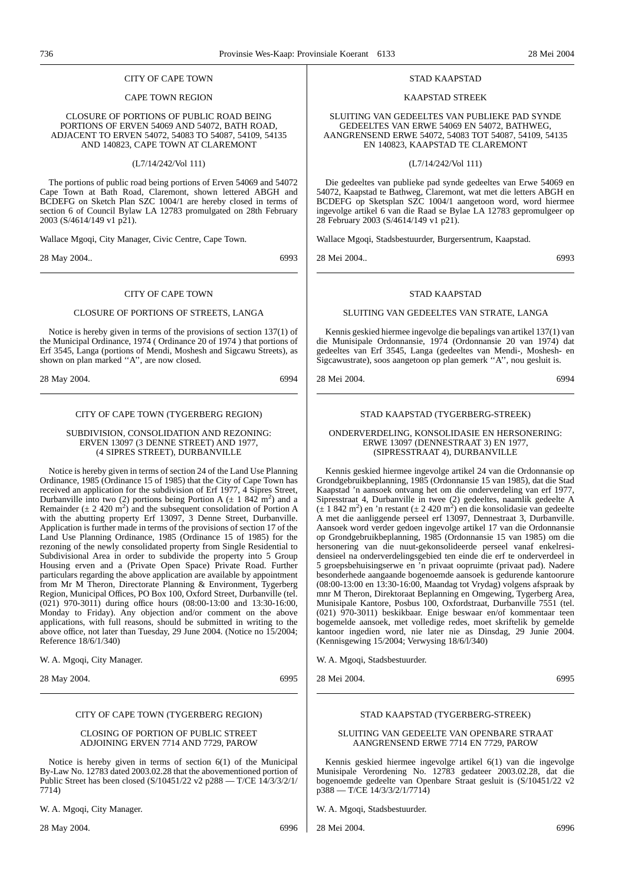CITY OF CAPE TOWN

CAPE TOWN REGION

CLOSURE OF PORTIONS OF PUBLIC ROAD BEING PORTIONS OF ERVEN 54069 AND 54072, BATH ROAD, ADJACENT TO ERVEN 54072, 54083 TO 54087, 54109, 54135 AND 140823, CAPE TOWN AT CLAREMONT

(L7/14/242/Vol 111)

The portions of public road being portions of Erven 54069 and 54072 Cape Town at Bath Road, Claremont, shown lettered ABGH and BCDEFG on Sketch Plan SZC 1004/1 are hereby closed in terms of section 6 of Council Bylaw LA 12783 promulgated on 28th February 2003 (S/4614/149 v1 p21).

Wallace Mgoqi, City Manager, Civic Centre, Cape Town.

28 May 2004.. 6993

---

CITY OF CAPE TOWN

CLOSURE OF PORTIONS OF STREETS, LANGA

Notice is hereby given in terms of the provisions of section 137(1) of the Municipal Ordinance, 1974 ( Ordinance 20 of 1974 ) that portions of Erf 3545, Langa (portions of Mendi, Moshesh and Sigcawu Streets), as shown on plan marked ''A'', are now closed.

28 May 2004. 6994

---

CITY OF CAPE TOWN (TYGERBERG REGION)

SUBDIVISION, CONSOLIDATION AND REZONING: ERVEN 13097 (3 DENNE STREET) AND 1977, (4 SIPRES STREET), DURBANVILLE

Notice is hereby given in terms of section 24 of the Land Use Planning Ordinance, 1985 (Ordinance 15 of 1985) that the City of Cape Town has received an application for the subdivision of Erf 1977, 4 Sipres Street, Durbanville into two (2) portions being Portion A (± 1 842 $m^2$) and a Remainder (± 2 420 $m^2$) and the subsequent consolidation of Portion A with the abutting property Erf 13097, 3 Denne Street, Durbanville. Application is further made in terms of the provisions of section 17 of the Land Use Planning Ordinance, 1985 (Ordinance 15 of 1985) for the rezoning of the newly consolidated property from Single Residential to Subdivisional Area in order to subdivide the property into 5 Group Housing erven and a (Private Open Space) Private Road. Further particulars regarding the above application are available by appointment from Mr M Theron, Directorate Planning & Environment, Tygerberg Region, Municipal Offices, PO Box 100, Oxford Street, Durbanville (tel. (021) 970-3011) during office hours (08:00-13:00 and 13:30-16:00, Monday to Friday). Any objection and/or comment on the above applications, with full reasons, should be submitted in writing to the above office, not later than Tuesday, 29 June 2004. (Notice no 15/2004; Reference 18/6/1/340)

W. A. Mgoqi, City Manager.

28 May 2004. 6995

---

CITY OF CAPE TOWN (TYGERBERG REGION)

CLOSING OF PORTION OF PUBLIC STREET ADJOINING ERVEN 7714 AND 7729, PAROW

Notice is hereby given in terms of section 6(1) of the Municipal By-Law No. 12783 dated 2003.02.28 that the abovementioned portion of Public Street has been closed (S/10451/22 v2 p288 — T/CE 14/3/3/2/1/7714)

W. A. Mgoqi, City Manager.

28 May 2004. 6996

---

STAD KAAPSTAD

KAAPSTAD STREEK

SLUITING VAN GEDEELTES VAN PUBLIEKE PAD SYNDE GEDEELTES VAN ERWE 54069 EN 54072, BATHWEG, AANGRENSEND ERWE 54072, 54083 TOT 54087, 54109, 54135 EN 140823, KAAPSTAD TE CLAREMONT

(L7/14/242/Vol 111)

Die gedeeltes van publieke pad synde gedeeltes van Erwe 54069 en 54072, Kaapstad te Bathweg, Claremont, wat met die letters ABGH en BCDEFG op Sketsplan SZC 1004/1 aangetoon word, word hiermee ingevolge artikel 6 van die Raad se Bylae LA 12783 gepromulgeer op 28 February 2003 (S/4614/149 v1 p21).

Wallace Mgoqi, Stadsbestuurder, Burgersentrum, Kaapstad.

28 Mei 2004.. 6993

---

STAD KAAPSTAD

SLUITING VAN GEDEELTES VAN STRATE, LANGA

Kennis geskied hiermee ingevolge die bepalings van artikel 137(1) van die Munisipale Ordonnansie, 1974 (Ordonnansie 20 van 1974) dat gedeeltes van Erf 3545, Langa (gedeeltes van Mendi-, Moshesh- en Sigcawustrate), soos aangetoon op plan gemerk ''A'', nou gesluit is.

28 Mei 2004. 6994

---

STAD KAAPSTAD (TYGERBERG-STREEK)

ONDERVERDELING, KONSOLIDASIE EN HERSONERING: ERWE 13097 (DENNESTRAAT 3) EN 1977, (SIPRESSTRAAT 4), DURBANVILLE

Kennis geskied hiermee ingevolge artikel 24 van die Ordonnansie op Grondgebruikbeplanning, 1985 (Ordonnansie 15 van 1985), dat die Stad Kaapstad 'n aansoek ontvang het om die onderverdeling van erf 1977, Sipresstraat 4, Durbanville in twee (2) gedeeltes, naamlik gedeelte A (± 1 842 $m^2$) en 'n restant (± 2 420 $m^2$) en die konsolidasie van gedeelte A met die aanliggende perseel erf 13097, Dennestraat 3, Durbanville. Aansoek word verder gedoen ingevolge artikel 17 van die Ordonnansie op Grondgebruikbeplanning, 1985 (Ordonnansie 15 van 1985) om die hersonering van die nuut-gekonsolideerde perseel vanaf enkelresidensieel na onderverdelingsgebied ten einde die erf te onderverdeel in 5 groepsbehuisingserwe en 'n privaat oopruimte (privaat pad). Nadere besonderhede aangaande bogenoemde aansoek is gedurende kantoorure (08:00-13:00 en 13:30-16:00, Maandag tot Vrydag) volgens afspraak by mnr M Theron, Direktoraat Beplanning en Omgewing, Tygerberg Area, Munisipale Kantore, Posbus 100, Oxfordstraat, Durbanville 7551 (tel. (021) 970-3011) beskikbaar. Enige beswaar en/of kommentaar teen bogemelde aansoek, met volledige redes, moet skriftelik by gemelde kantoor ingedien word, nie later nie as Dinsdag, 29 Junie 2004. (Kennisgewing 15/2004; Verwysing 18/6/l/340)

W. A. Mgoqi, Stadsbestuurder.

28 Mei 2004. 6995

---

STAD KAAPSTAD (TYGERBERG-STREEK)

SLUITING VAN GEDEELTE VAN OPENBARE STRAAT AANGRENSEND ERWE 7714 EN 7729, PAROW

Kennis geskied hiermee ingevolge artikel 6(1) van die ingevolge Munisipale Verordening No. 12783 gedateer 2003.02.28, dat die bogenoemde gedeelte van Openbare Straat gesluit is (S/10451/22 v2 p388 — T/CE 14/3/3/2/1/7714)

W. A. Mgoqi, Stadsbestuurder.

28 Mei 2004. 6996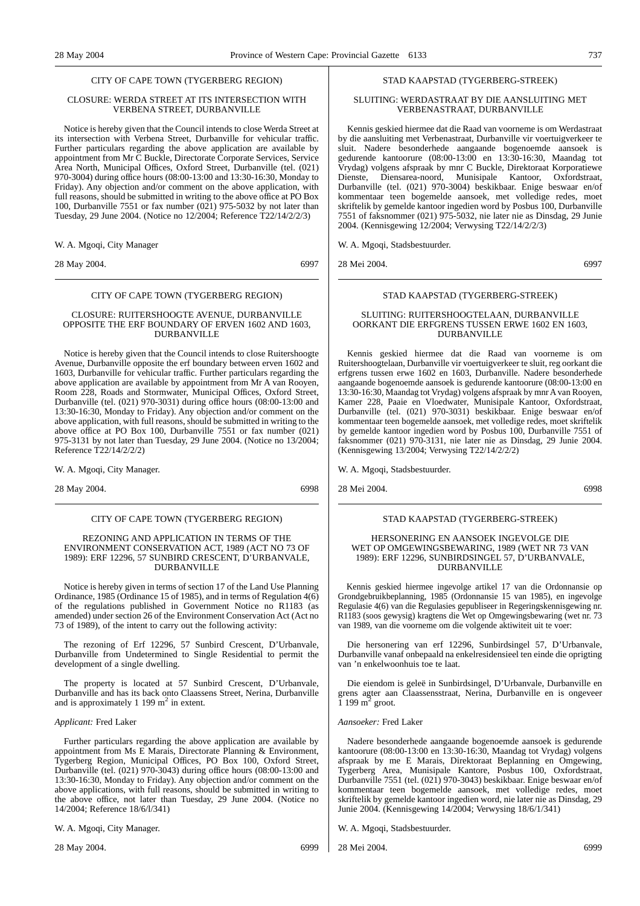CITY OF CAPE TOWN (TYGERBERG REGION)

CLOSURE: WERDA STREET AT ITS INTERSECTION WITH VERBENA STREET, DURBANVILLE

Notice is hereby given that the Council intends to close Werda Street at its intersection with Verbena Street, Durbanville for vehicular traffic. Further particulars regarding the above application are available by appointment from Mr C Buckle, Directorate Corporate Services, Service Area North, Municipal Offices, Oxford Street, Durbanville (tel. (021) 970-3004) during office hours (08:00-13:00 and 13:30-16:30, Monday to Friday). Any objection and/or comment on the above application, with full reasons, should be submitted in writing to the above office at PO Box 100, Durbanville 7551 or fax number (021) 975-5032 by not later than Tuesday, 29 June 2004. (Notice no 12/2004; Reference T22/14/2/2/3)

W. A. Mgoqi, City Manager

28 May 2004. 6997

---

CITY OF CAPE TOWN (TYGERBERG REGION)

CLOSURE: RUITERSHOOGTE AVENUE, DURBANVILLE OPPOSITE THE ERF BOUNDARY OF ERVEN 1602 AND 1603, DURBANVILLE

Notice is hereby given that the Council intends to close Ruitershoogte Avenue, Durbanville opposite the erf boundary between erven 1602 and 1603, Durbanville for vehicular traffic. Further particulars regarding the above application are available by appointment from Mr A van Rooyen, Room 228, Roads and Stormwater, Municipal Offices, Oxford Street, Durbanville (tel. (021) 970-3031) during office hours (08:00-13:00 and 13:30-16:30, Monday to Friday). Any objection and/or comment on the above application, with full reasons, should be submitted in writing to the above office at PO Box 100, Durbanville 7551 or fax number (021) 975-3131 by not later than Tuesday, 29 June 2004. (Notice no 13/2004; Reference T22/14/2/2/2)

W. A. Mgoqi, City Manager.

28 May 2004. 6998

---

CITY OF CAPE TOWN (TYGERBERG REGION)

REZONING AND APPLICATION IN TERMS OF THE ENVIRONMENT CONSERVATION ACT, 1989 (ACT NO 73 OF 1989): ERF 12296, 57 SUNBIRD CRESCENT, D'URBANVALE, DURBANVILLE

Notice is hereby given in terms of section 17 of the Land Use Planning Ordinance, 1985 (Ordinance 15 of 1985), and in terms of Regulation 4(6) of the regulations published in Government Notice no R1183 (as amended) under section 26 of the Environment Conservation Act (Act no 73 of 1989), of the intent to carry out the following activity:

The rezoning of Erf 12296, 57 Sunbird Crescent, D'Urbanvale, Durbanville from Undetermined to Single Residential to permit the development of a single dwelling.

The property is located at 57 Sunbird Crescent, D'Urbanvale, Durbanville and has its back onto Claassens Street, Nerina, Durbanville and is approximately 1 199 m$^2$ in extent.

*Applicant:* Fred Laker

Further particulars regarding the above application are available by appointment from Ms E Marais, Directorate Planning & Environment, Tygerberg Region, Municipal Offices, PO Box 100, Oxford Street, Durbanville (tel. (021) 970-3043) during office hours (08:00-13:00 and 13:30-16:30, Monday to Friday). Any objection and/or comment on the above applications, with full reasons, should be submitted in writing to the above office, not later than Tuesday, 29 June 2004. (Notice no 14/2004; Reference 18/6/l/341)

W. A. Mgoqi, City Manager.

28 May 2004. 6999

---

STAD KAAPSTAD (TYGERBERG-STREEK)

SLUITING: WERDASTRAAT BY DIE AANSLUITING MET VERBENASTRAAT, DURBANVILLE

Kennis geskied hiermee dat die Raad van voorneme is om Werdastraat by die aansluiting met Verbenastraat, Durbanville vir voertuigverkeer te sluit. Nadere besonderhede aangaande bogenoemde aansoek is gedurende kantoorure (08:00-13:00 en 13:30-16:30, Maandag tot Vrydag) volgens afspraak by mnr C Buckle, Direktoraat Korporatiewe Dienste, Diensarea-noord, Munisipale Kantoor, Oxfordstraat, Durbanville (tel. (021) 970-3004) beskikbaar. Enige beswaar en/of kommentaar teen bogemelde aansoek, met volledige redes, moet skriftelik by gemelde kantoor ingedien word by Posbus 100, Durbanville 7551 of faksnommer (021) 975-5032, nie later nie as Dinsdag, 29 Junie 2004. (Kennisgewing 12/2004; Verwysing T22/14/2/2/3)

W. A. Mgoqi, Stadsbestuurder.

28 Mei 2004. 6997

---

STAD KAAPSTAD (TYGERBERG-STREEK)

SLUITING: RUITERSHOOGTELAAN, DURBANVILLE OORKANT DIE ERFGRENS TUSSEN ERWE 1602 EN 1603, DURBANVILLE

Kennis geskied hiermee dat die Raad van voorneme is om Ruitershoogtelaan, Durbanville vir voertuigverkeer te sluit, reg oorkant die erfgrens tussen erwe 1602 en 1603, Durbanville. Nadere besonderhede aangaande bogenoemde aansoek is gedurende kantoorure (08:00-13:00 en 13:30-16:30, Maandag tot Vrydag) volgens afspraak by mnr A van Rooyen, Kamer 228, Paaie en Vloedwater, Munisipale Kantoor, Oxfordstraat, Durbanville (tel. (021) 970-3031) beskikbaar. Enige beswaar en/of kommentaar teen bogemelde aansoek, met volledige redes, moet skriftelik by gemelde kantoor ingedien word by Posbus 100, Durbanville 7551 of faksnommer (021) 970-3131, nie later nie as Dinsdag, 29 Junie 2004. (Kennisgewing 13/2004; Verwysing T22/14/2/2/2)

W. A. Mgoqi, Stadsbestuurder.

28 Mei 2004. 6998

---

STAD KAAPSTAD (TYGERBERG-STREEK)

HERSONERING EN AANSOEK INGEVOLGE DIE WET OP OMGEWINGSBEWARING, 1989 (WET NR 73 VAN 1989): ERF 12296, SUNBIRDSINGEL 57, D'URBANVALE, DURBANVILLE

Kennis geskied hiermee ingevolge artikel 17 van die Ordonnansie op Grondgebruikbeplanning, 1985 (Ordonnansie 15 van 1985), en ingevolge Regulasie 4(6) van die Regulasies gepubliseer in Regeringskennisgewing nr. R1183 (soos gewysig) kragtens die Wet op Omgewingsbewaring (wet nr. 73 van 1989, van die voorneme om die volgende aktiwiteit uit te voer:

Die hersonering van erf 12296, Sunbirdsingel 57, D'Urbanvale, Durbanville vanaf onbepaald na enkelresidensieel ten einde die oprigting van 'n enkelwoonhuis toe te laat.

Die eiendom is geleë in Sunbirdsingel, D'Urbanvale, Durbanville en grens agter aan Claassensstraat, Nerina, Durbanville en is ongeveer 1 199 m$^2$ groot.

*Aansoeker:* Fred Laker

Nadere besonderhede aangaande bogenoemde aansoek is gedurende kantoorure (08:00-13:00 en 13:30-16:30, Maandag tot Vrydag) volgens afspraak by me E Marais, Direktoraat Beplanning en Omgewing, Tygerberg Area, Munisipale Kantore, Posbus 100, Oxfordstraat, Durbanville 7551 (tel. (021) 970-3043) beskikbaar. Enige beswaar en/of kommentaar teen bogemelde aansoek, met volledige redes, moet skriftelik by gemelde kantoor ingedien word, nie later nie as Dinsdag, 29 Junie 2004. (Kennisgewing 14/2004; Verwysing 18/6/1/341)

W. A. Mgoqi, Stadsbestuurder.

28 Mei 2004. 6999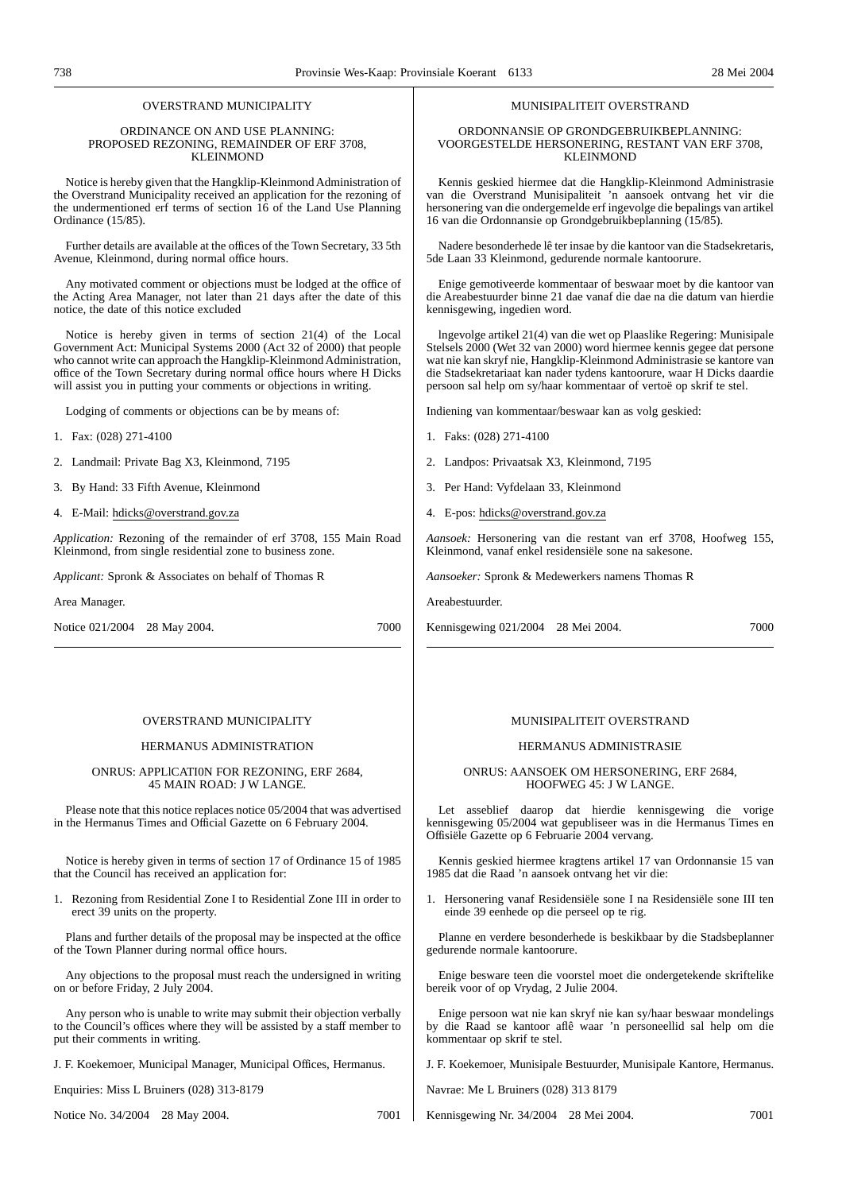OVERSTRAND MUNICIPALITY

ORDINANCE ON AND USE PLANNING:
PROPOSED REZONING, REMAINDER OF ERF 3708,
KLEINMOND

Notice is hereby given that the Hangklip-Kleinmond Administration of the Overstrand Municipality received an application for the rezoning of the undermentioned erf terms of section 16 of the Land Use Planning Ordinance (15/85).

Further details are available at the offices of the Town Secretary, 33 5th Avenue, Kleinmond, during normal office hours.

Any motivated comment or objections must be lodged at the office of the Acting Area Manager, not later than 21 days after the date of this notice, the date of this notice excluded

Notice is hereby given in terms of section 21(4) of the Local Government Act: Municipal Systems 2000 (Act 32 of 2000) that people who cannot write can approach the Hangklip-Kleinmond Administration, office of the Town Secretary during normal office hours where H Dicks will assist you in putting your comments or objections in writing.

Lodging of comments or objections can be by means of:

1. Fax: (028) 271-4100

2. Landmail: Private Bag X3, Kleinmond, 7195

3. By Hand: 33 Fifth Avenue, Kleinmond

4. E-Mail: hdicks@overstrand.gov.za

*Application:* Rezoning of the remainder of erf 3708, 155 Main Road Kleinmond, from single residential zone to business zone.

*Applicant:* Spronk & Associates on behalf of Thomas R

Area Manager.

Notice 021/2004 28 May 2004. 7000

---

MUNISIPALITEIT OVERSTRAND

ORDONNANSIE OP GRONDGEBRUIKBEPLANNING:
VOORGESTELDE HERSONERING, RESTANT VAN ERF 3708,
KLEINMOND

Kennis geskied hiermee dat die Hangklip-Kleinmond Administrasie van die Overstrand Munisipaliteit 'n aansoek ontvang het vir die hersonering van die ondergemelde erf ingevolge die bepalings van artikel 16 van die Ordonnansie op Grondgebruikbeplanning (15/85).

Nadere besonderhede lê ter insae by die kantoor van die Stadsekretaris, 5de Laan 33 Kleinmond, gedurende normale kantoorure.

Enige gemotiveerde kommentaar of beswaar moet by die kantoor van die Areabestuurder binne 21 dae vanaf die dae na die datum van hierdie kennisgewing, ingedien word.

lngevolge artikel 21(4) van die wet op Plaaslike Regering: Munisipale Stelsels 2000 (Wet 32 van 2000) word hiermee kennis gegee dat persone wat nie kan skryf nie, Hangklip-Kleinmond Administrasie se kantore van die Stadsekretariaat kan nader tydens kantoorure, waar H Dicks daardie persoon sal help om sy/haar kommentaar of vertoë op skrif te stel.

Indiening van kommentaar/beswaar kan as volg geskied:

1. Faks: (028) 271-4100

2. Landpos: Privaatsak X3, Kleinmond, 7195

3. Per Hand: Vyfdelaan 33, Kleinmond

4. E-pos: hdicks@overstrand.gov.za

*Aansoek:* Hersonering van die restant van erf 3708, Hoofweg 155, Kleinmond, vanaf enkel residensiële sone na sakesone.

*Aansoeker:* Spronk & Medewerkers namens Thomas R

Areabestuurder.

Kennisgewing 021/2004 28 Mei 2004. 7000

---

OVERSTRAND MUNICIPALITY

HERMANUS ADMINISTRATION

ONRUS: APPLlCATI0N FOR REZONING, ERF 2684,
45 MAIN ROAD: J W LANGE.

Please note that this notice replaces notice 05/2004 that was advertised in the Hermanus Times and Official Gazette on 6 February 2004.

Notice is hereby given in terms of section 17 of Ordinance 15 of 1985 that the Council has received an application for:

1. Rezoning from Residential Zone I to Residential Zone III in order to erect 39 units on the property.

Plans and further details of the proposal may be inspected at the office of the Town Planner during normal office hours.

Any objections to the proposal must reach the undersigned in writing on or before Friday, 2 July 2004.

Any person who is unable to write may submit their objection verbally to the Council's offices where they will be assisted by a staff member to put their comments in writing.

J. F. Koekemoer, Municipal Manager, Municipal Offices, Hermanus.

Enquiries: Miss L Bruiners (028) 313-8179

Notice No. 34/2004 28 May 2004. 7001

---

MUNISIPALITEIT OVERSTRAND

HERMANUS ADMINISTRASIE

ONRUS: AANSOEK OM HERSONERING, ERF 2684,
HOOFWEG 45: J W LANGE.

Let asseblief daarop dat hierdie kennisgewing die vorige kennisgewing 05/2004 wat gepubliseer was in die Hermanus Times en Offisiële Gazette op 6 Februarie 2004 vervang.

Kennis geskied hiermee kragtens artikel 17 van Ordonnansie 15 van 1985 dat die Raad 'n aansoek ontvang het vir die:

1. Hersonering vanaf Residensiële sone I na Residensiële sone III ten einde 39 eenhede op die perseel op te rig.

Planne en verdere besonderhede is beskikbaar by die Stadsbeplanner gedurende normale kantoorure.

Enige besware teen die voorstel moet die ondergetekende skriftelike bereik voor of op Vrydag, 2 Julie 2004.

Enige persoon wat nie kan skryf nie kan sy/haar beswaar mondelings by die Raad se kantoor aflê waar 'n personeellid sal help om die kommentaar op skrif te stel.

J. F. Koekemoer, Munisipale Bestuurder, Munisipale Kantore, Hermanus.

Navrae: Me L Bruiners (028) 313 8179

Kennisgewing Nr. 34/2004 28 Mei 2004. 7001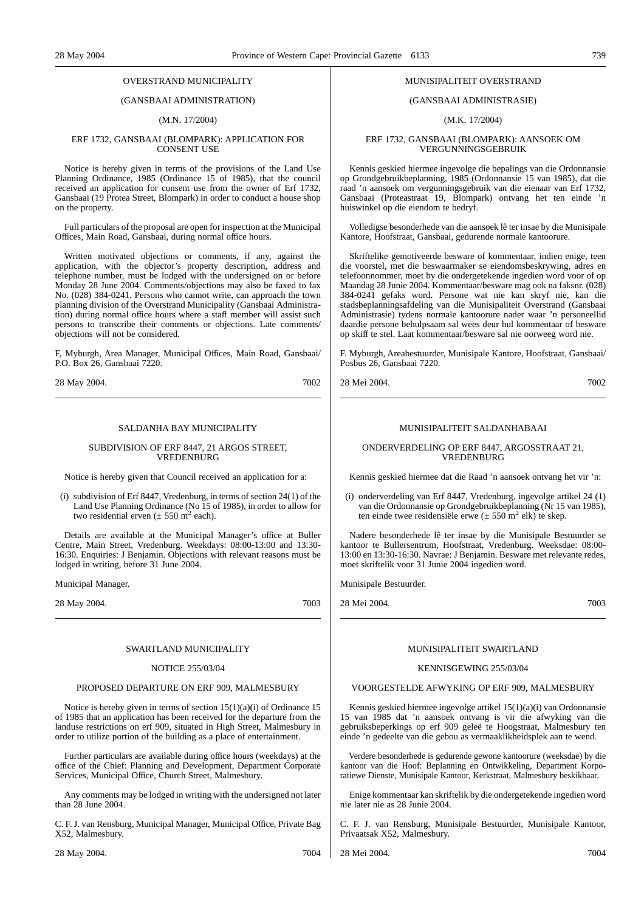OVERSTRAND MUNICIPALITY

(GANSBAAI ADMINISTRATION)

(M.N. 17/2004)

ERF 1732, GANSBAAI (BLOMPARK): APPLICATION FOR CONSENT USE

Notice is hereby given in terms of the provisions of the Land Use Planning Ordinance, 1985 (Ordinance 15 of 1985), that the council received an application for consent use from the owner of Erf 1732, Gansbaai (19 Protea Street, Blompark) in order to conduct a house shop on the property.

Full particulars of the proposal are open for inspection at the Municipal Offices, Main Road, Gansbaai, during normal office hours.

Written motivated objections or comments, if any, against the application, with the objector's property description, address and telephone number, must be lodged with the undersigned on or before Monday 28 June 2004. Comments/objections may also be faxed to fax No. (028) 384-0241. Persons who cannot write, can approach the town planning division of the Overstrand Municipality (Gansbaai Administration) during normal office hours where a staff member will assist such persons to transcribe their comments or objections. Late comments/ objections will not be considered.

F, Myburgh, Area Manager, Municipal Offices, Main Road, Gansbaai/ P.O. Box 26, Gansbaai 7220.

28 May 2004. 7002

---

MUNISIPALITEIT OVERSTRAND

(GANSBAAI ADMINISTRASIE)

(M.K. 17/2004)

ERF 1732, GANSBAAI (BLOMPARK): AANSOEK OM VERGUNNINGSGEBRUIK

Kennis geskied hiermee ingevolge die bepalings van die Ordonnansie op Grondgebruikbeplanning, 1985 (Ordonnansie 15 van 1985), dat die raad 'n aansoek om vergunningsgebruik van die eienaar van Erf 1732, Gansbaai (Proteastraat 19, Blompark) ontvang het ten einde 'n huiswinkel op die eiendom te bedryf.

Volledigse besonderhede van die aansoek lê ter insae by die Munisipale Kantore, Hoofstraat, Gansbaai, gedurende normale kantoorure.

Skriftelike gemotiveerde besware of kommentaar, indien enige, teen die voorstel, met die beswaarmaker se eiendomsbeskrywing, adres en telefoonnommer, moet by die ondergetekende ingedien word voor of op Maandag 28 Junie 2004. Kommentaar/besware mag ook na faksnr. (028) 384-0241 gefaks word. Persone wat nie kan skryf nie, kan die stadsbeplanningsafdeling van die Munisipaliteit Overstrand (Gansbaai Administrasie) tydens normale kantoorure nader waar 'n personeellid daardie persone behulpsaam sal wees deur hul kommentaar of besware op skiff te stel. Laat kommentaar/besware sal nie oorweeg word nie.

F. Myburgh, Areabestuurder, Munisipale Kantore, Hoofstraat, Gansbaai/ Posbus 26, Gansbaai 7220.

28 Mei 2004. 7002

---

SALDANHA BAY MUNICIPALITY

SUBDIVISION OF ERF 8447, 21 ARGOS STREET, VREDENBURG

Notice is hereby given that Council received an application for a:

(i) subdivision of Erf 8447, Vredenburg, in terms of section 24(1) of the Land Use Planning Ordinance (No 15 of 1985), in order to allow for two residential erven (± 550 m$^2$ each).

Details are available at the Municipal Manager's office at Buller Centre, Main Street, Vredenburg. Weekdays: 08:00-13:00 and 13:30-16:30. Enquiries: J Benjamin. Objections with relevant reasons must be lodged in writing, before 31 June 2004.

Municipal Manager.

28 May 2004. 7003

---

MUNISIPALITEIT SALDANHABAAI

ONDERVERDELING OP ERF 8447, ARGOSSTRAAT 21, VREDENBURG

Kennis geskied hiermee dat die Raad 'n aansoek ontvang het vir 'n:

(i) onderverdeling van Erf 8447, Vredenburg, ingevolge artikel 24 (1) van die Ordonnansie op Grondgebruikbeplanning (Nr 15 van 1985), ten einde twee residensiële erwe (± 550 m$^2$ elk) te skep.

Nadere besonderhede lê ter insae by die Munisipale Bestuurder se kantoor te Bullersentrum, Hoofstraat, Vredenburg. Weeksdae: 08:00-13:00 en 13:30-16:30. Navrae: J Benjamin. Besware met relevante redes, moet skriftelik voor 31 Junie 2004 ingedien word.

Munisipale Bestuurder.

28 Mei 2004. 7003

---

SWARTLAND MUNICIPALITY

NOTICE 255/03/04

PROPOSED DEPARTURE ON ERF 909, MALMESBURY

Notice is hereby given in terms of section 15(1)(a)(i) of Ordinance 15 of 1985 that an application has been received for the departure from the landuse restrictions on erf 909, situated in High Street, Malmesbury in order to utilize portion of the building as a place of entertainment.

Further particulars are available during office hours (weekdays) at the office of the Chief: Planning and Development, Department Corporate Services, Municipal Office, Church Street, Malmesbury.

Any comments may be lodged in writing with the undersigned not later than 28 June 2004.

C. F. J. van Rensburg, Municipal Manager, Municipal Office, Private Bag X52, Malmesbury.

28 May 2004. 7004

---

MUNISIPALITEIT SWARTLAND

KENNISGEWING 255/03/04

VOORGESTELDE AFWYKING OP ERF 909, MALMESBURY

Kennis geskied hiermee ingevolge artikel 15(1)(a)(i) van Ordonnansie 15 van 1985 dat 'n aansoek ontvang is vir die afwyking van die gebruiksbeperkings op erf 909 geleë te Hoogstraat, Malmesbury ten einde 'n gedeelte van die gebou as vermaaklikheidsplek aan te wend.

Verdere besonderhede is gedurende gewone kantoorure (weeksdae) by die kantoor van die Hoof: Beplanning en Ontwikkeling, Department Korporatiewe Dienste, Munisipale Kantoor, Kerkstraat, Malmesbury beskikbaar.

Enige kommentaar kan skriftelik by die ondergetekende ingedien word nie later nie as 28 Junie 2004.

C. F. J. van Rensburg, Munisipale Bestuurder, Munisipale Kantoor, Privaatsak X52, Malmesbury.

28 Mei 2004. 7004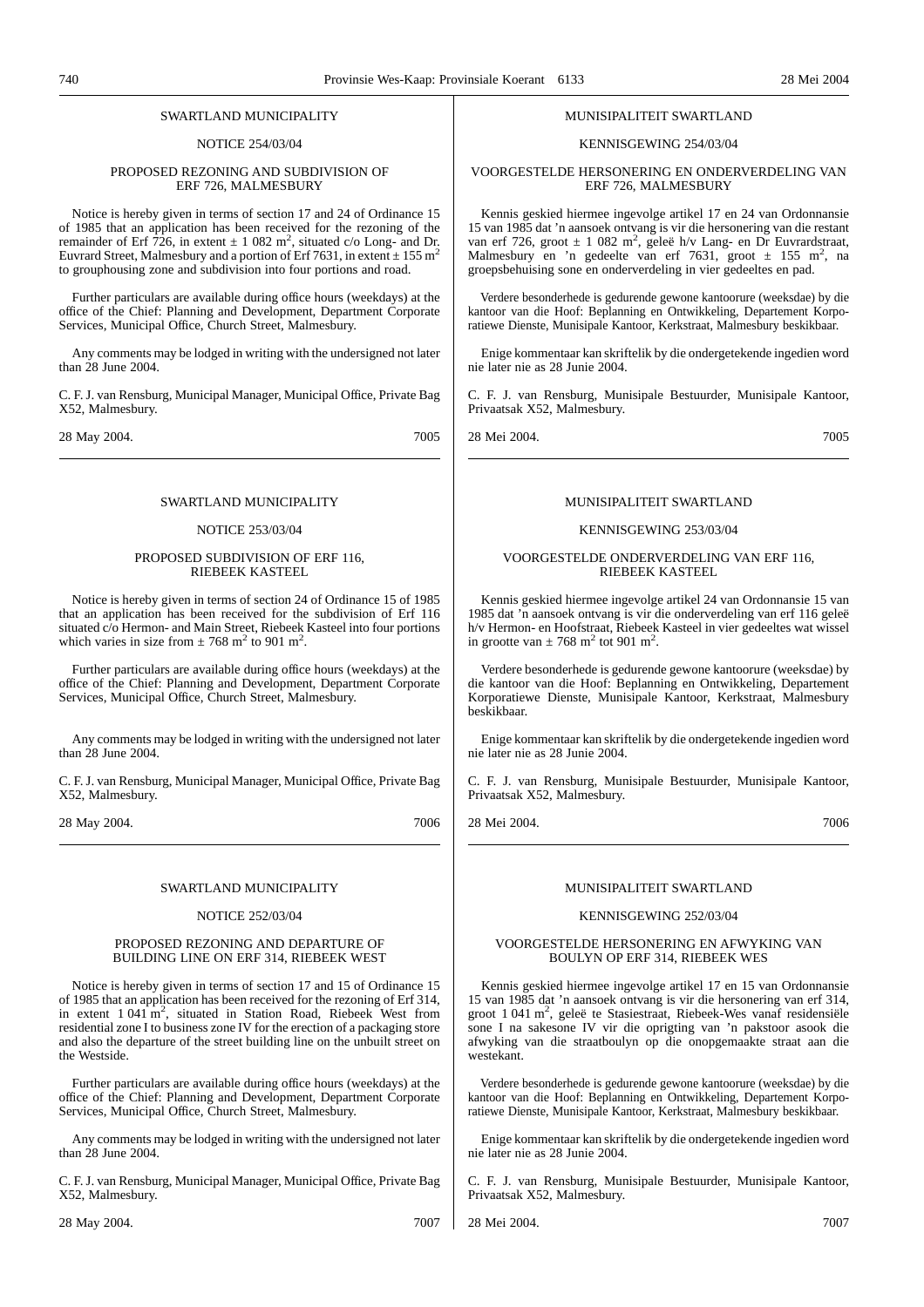SWARTLAND MUNICIPALITY

NOTICE 254/03/04

PROPOSED REZONING AND SUBDIVISION OF ERF 726, MALMESBURY

Notice is hereby given in terms of section 17 and 24 of Ordinance 15 of 1985 that an application has been received for the rezoning of the remainder of Erf 726, in extent ± 1 082 $m^2$, situated c/o Long- and Dr. Euvrard Street, Malmesbury and a portion of Erf 7631, in extent ± 155 $m^2$ to grouphousing zone and subdivision into four portions and road.

Further particulars are available during office hours (weekdays) at the office of the Chief: Planning and Development, Department Corporate Services, Municipal Office, Church Street, Malmesbury.

Any comments may be lodged in writing with the undersigned not later than 28 June 2004.

C. F. J. van Rensburg, Municipal Manager, Municipal Office, Private Bag X52, Malmesbury.

28 May 2004. 7005

---

MUNISIPALITEIT SWARTLAND

KENNISGEWING 254/03/04

VOORGESTELDE HERSONERING EN ONDERVERDELING VAN ERF 726, MALMESBURY

Kennis geskied hiermee ingevolge artikel 17 en 24 van Ordonnansie 15 van 1985 dat 'n aansoek ontvang is vir die hersonering van die restant van erf 726, groot ± 1 082 $m^2$, geleë h/v Lang- en Dr Euvrardstraat, Malmesbury en 'n gedeelte van erf 7631, groot ± 155 $m^2$, na groepsbehuising sone en onderverdeling in vier gedeeltes en pad.

Verdere besonderhede is gedurende gewone kantoorure (weeksdae) by die kantoor van die Hoof: Beplanning en Ontwikkeling, Departement Korporatiewe Dienste, Munisipale Kantoor, Kerkstraat, Malmesbury beskikbaar.

Enige kommentaar kan skriftelik by die ondergetekende ingedien word nie later nie as 28 Junie 2004.

C. F. J. van Rensburg, Munisipale Bestuurder, Munisipale Kantoor, Privaatsak X52, Malmesbury.

28 Mei 2004. 7005

---

SWARTLAND MUNICIPALITY

NOTICE 253/03/04

PROPOSED SUBDIVISION OF ERF 116, RIEBEEK KASTEEL

Notice is hereby given in terms of section 24 of Ordinance 15 of 1985 that an application has been received for the subdivision of Erf 116 situated c/o Hermon- and Main Street, Riebeek Kasteel into four portions which varies in size from ± 768 $m^2$ to 901 $m^2$.

Further particulars are available during office hours (weekdays) at the office of the Chief: Planning and Development, Department Corporate Services, Municipal Office, Church Street, Malmesbury.

Any comments may be lodged in writing with the undersigned not later than 28 June 2004.

C. F. J. van Rensburg, Municipal Manager, Municipal Office, Private Bag X52, Malmesbury.

28 May 2004. 7006

---

MUNISIPALITEIT SWARTLAND

KENNISGEWING 253/03/04

VOORGESTELDE ONDERVERDELING VAN ERF 116, RIEBEEK KASTEEL

Kennis geskied hiermee ingevolge artikel 24 van Ordonnansie 15 van 1985 dat 'n aansoek ontvang is vir die onderverdeling van erf 116 geleë h/v Hermon- en Hoofstraat, Riebeek Kasteel in vier gedeeltes wat wissel in grootte van ± 768 $m^2$ tot 901 $m^2$.

Verdere besonderhede is gedurende gewone kantoorure (weeksdae) by die kantoor van die Hoof: Beplanning en Ontwikkeling, Departement Korporatiewe Dienste, Munisipale Kantoor, Kerkstraat, Malmesbury beskikbaar.

Enige kommentaar kan skriftelik by die ondergetekende ingedien word nie later nie as 28 Junie 2004.

C. F. J. van Rensburg, Munisipale Bestuurder, Munisipale Kantoor, Privaatsak X52, Malmesbury.

28 Mei 2004. 7006

---

SWARTLAND MUNICIPALITY

NOTICE 252/03/04

PROPOSED REZONING AND DEPARTURE OF BUILDING LINE ON ERF 314, RIEBEEK WEST

Notice is hereby given in terms of section 17 and 15 of Ordinance 15 of 1985 that an application has been received for the rezoning of Erf 314, in extent 1 041 $m^2$, situated in Station Road, Riebeek West from residential zone I to business zone IV for the erection of a packaging store and also the departure of the street building line on the unbuilt street on the Westside.

Further particulars are available during office hours (weekdays) at the office of the Chief: Planning and Development, Department Corporate Services, Municipal Office, Church Street, Malmesbury.

Any comments may be lodged in writing with the undersigned not later than 28 June 2004.

C. F. J. van Rensburg, Municipal Manager, Municipal Office, Private Bag X52, Malmesbury.

28 May 2004. 7007

---

MUNISIPALITEIT SWARTLAND

KENNISGEWING 252/03/04

VOORGESTELDE HERSONERING EN AFWYKING VAN BOULYN OP ERF 314, RIEBEEK WES

Kennis geskied hiermee ingevolge artikel 17 en 15 van Ordonnansie 15 van 1985 dat 'n aansoek ontvang is vir die hersonering van erf 314, groot 1 041 $m^2$, geleë te Stasiestraat, Riebeek-Wes vanaf residensiële sone I na sakesone IV vir die oprigting van 'n pakstoor asook die afwyking van die straatboulyn op die onopgemaakte straat aan die westekant.

Verdere besonderhede is gedurende gewone kantoorure (weeksdae) by die kantoor van die Hoof: Beplanning en Ontwikkeling, Departement Korporatiewe Dienste, Munisipale Kantoor, Kerkstraat, Malmesbury beskikbaar.

Enige kommentaar kan skriftelik by die ondergetekende ingedien word nie later nie as 28 Junie 2004.

C. F. J. van Rensburg, Munisipale Bestuurder, Munisipale Kantoor, Privaatsak X52, Malmesbury.

28 Mei 2004. 7007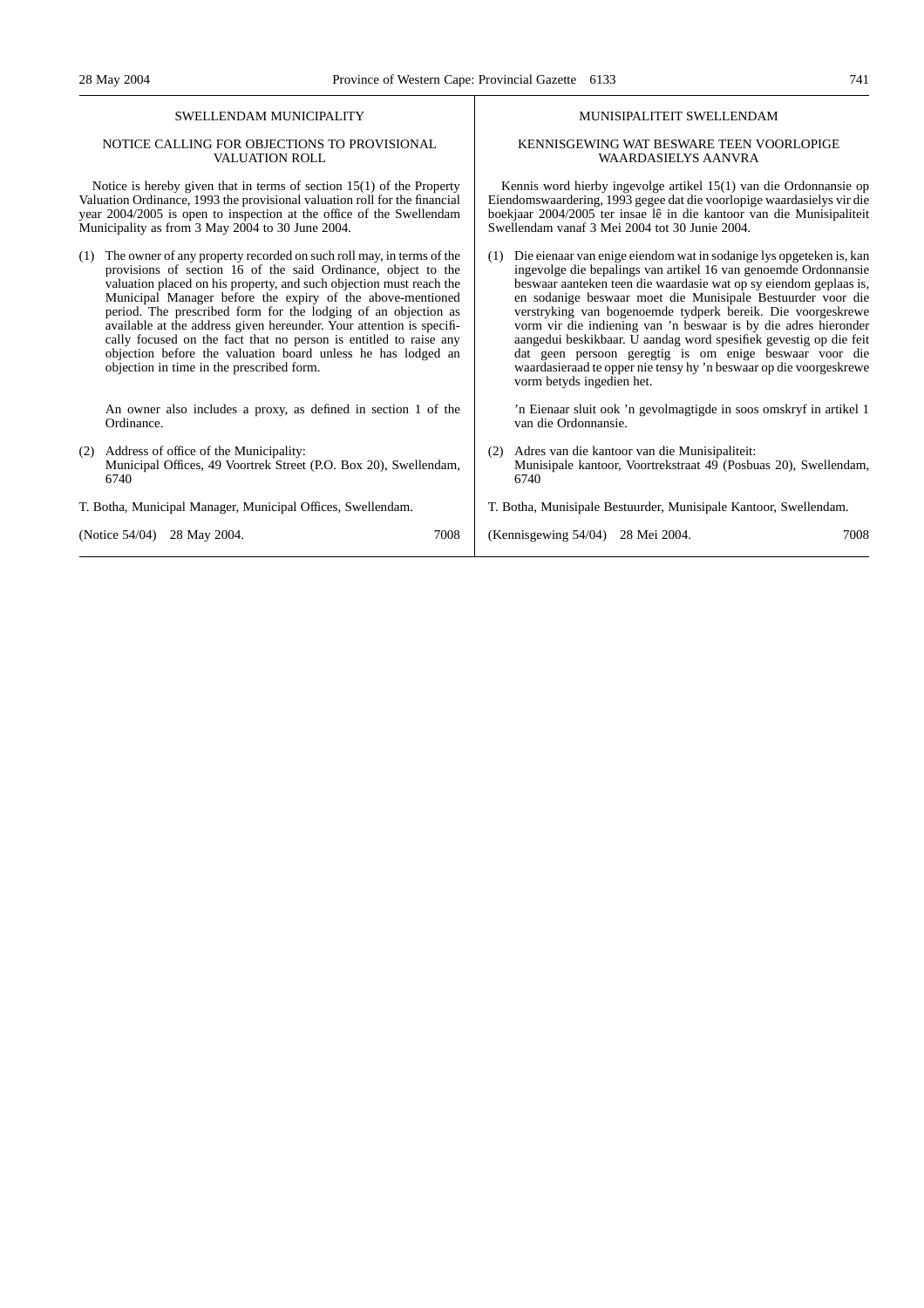## SWELLENDAM MUNICIPALITY

### NOTICE CALLING FOR OBJECTIONS TO PROVISIONAL VALUATION ROLL

Notice is hereby given that in terms of section 15(1) of the Property Valuation Ordinance, 1993 the provisional valuation roll for the financial year 2004/2005 is open to inspection at the office of the Swellendam Municipality as from 3 May 2004 to 30 June 2004.

(1) The owner of any property recorded on such roll may, in terms of the provisions of section 16 of the said Ordinance, object to the valuation placed on his property, and such objection must reach the Municipal Manager before the expiry of the above-mentioned period. The prescribed form for the lodging of an objection as available at the address given hereunder. Your attention is specifically focused on the fact that no person is entitled to raise any objection before the valuation board unless he has lodged an objection in time in the prescribed form.

An owner also includes a proxy, as defined in section 1 of the Ordinance.

(2) Address of office of the Municipality:
Municipal Offices, 49 Voortrek Street (P.O. Box 20), Swellendam, 6740

T. Botha, Municipal Manager, Municipal Offices, Swellendam.

(Notice 54/04) 28 May 2004. 7008

## MUNISIPALITEIT SWELLENDAM

### KENNISGEWING WAT BESWARE TEEN VOORLOPIGE WAARDASIELYS AANVRA

Kennis word hierby ingevolge artikel 15(1) van die Ordonnansie op Eiendomswaardering, 1993 gegee dat die voorlopige waardasielys vir die boekjaar 2004/2005 ter insae lê in die kantoor van die Munisipaliteit Swellendam vanaf 3 Mei 2004 tot 30 Junie 2004.

(1) Die eienaar van enige eiendom wat in sodanige lys opgeteken is, kan ingevolge die bepalings van artikel 16 van genoemde Ordonnansie beswaar aanteken teen die waardasie wat op sy eiendom geplaas is, en sodanige beswaar moet die Munisipale Bestuurder voor die verstryking van bogenoemde tydperk bereik. Die voorgeskrewe vorm vir die indiening van 'n beswaar is by die adres hieronder aangedui beskikbaar. U aandag word spesifiek gevestig op die feit dat geen persoon geregtig is om enige beswaar voor die waardasieraad te opper nie tensy hy 'n beswaar op die voorgeskrewe vorm betyds ingedien het.

'n Eienaar sluit ook 'n gevolmagtigde in soos omskryf in artikel 1 van die Ordonnansie.

(2) Adres van die kantoor van die Munisipaliteit:
Munisipale kantoor, Voortrekstraat 49 (Posbuas 20), Swellendam, 6740

T. Botha, Munisipale Bestuurder, Munisipale Kantoor, Swellendam.

(Kennisgewing 54/04) 28 Mei 2004. 7008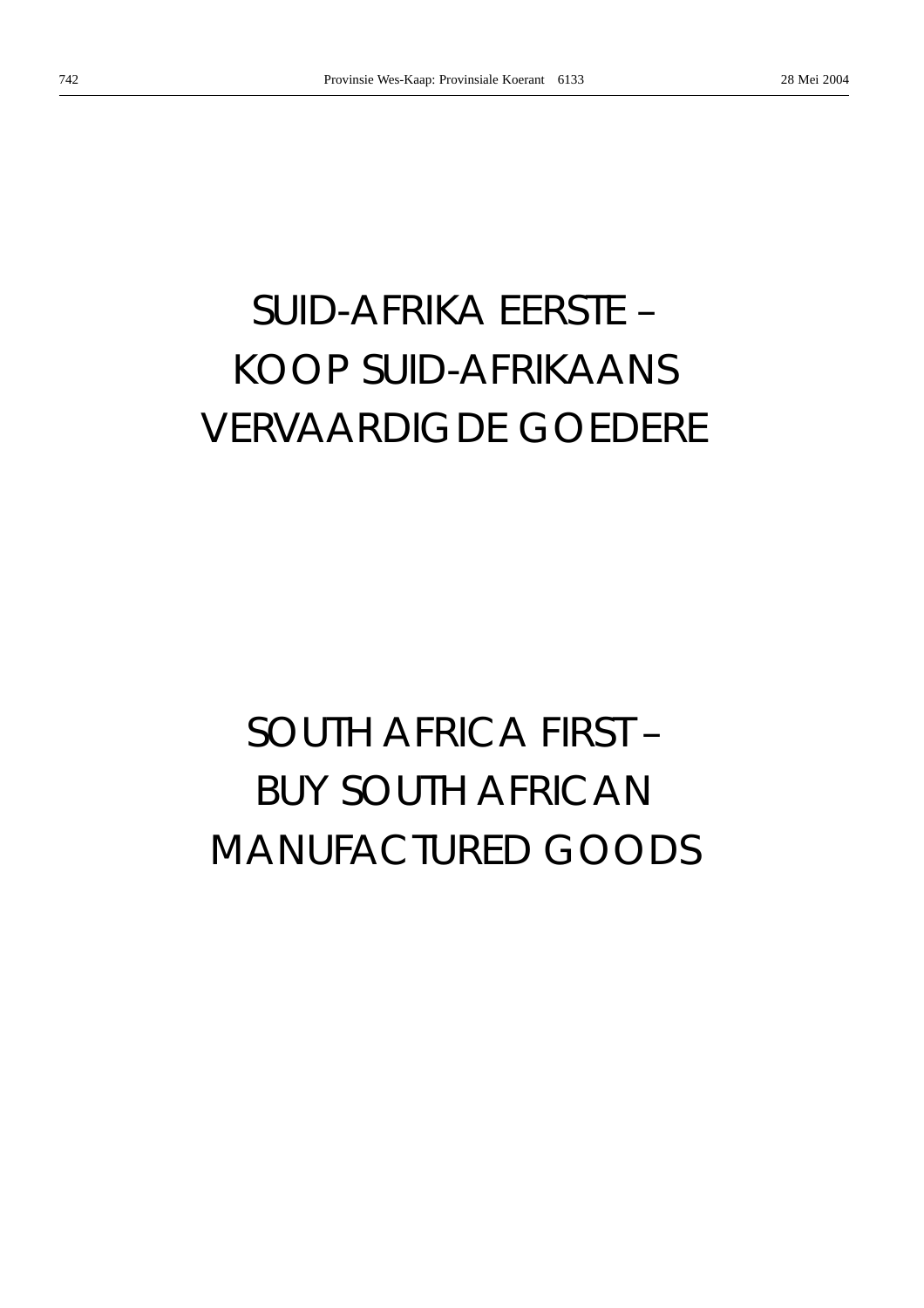# SUID-AFRIKA EERSTE – KOOP SUID-AFRIKAANS VERVAARDIGDE GOEDERE

# SOUTH AFRICA FIRST – BUY SOUTH AFRICAN MANUFACTURED GOODS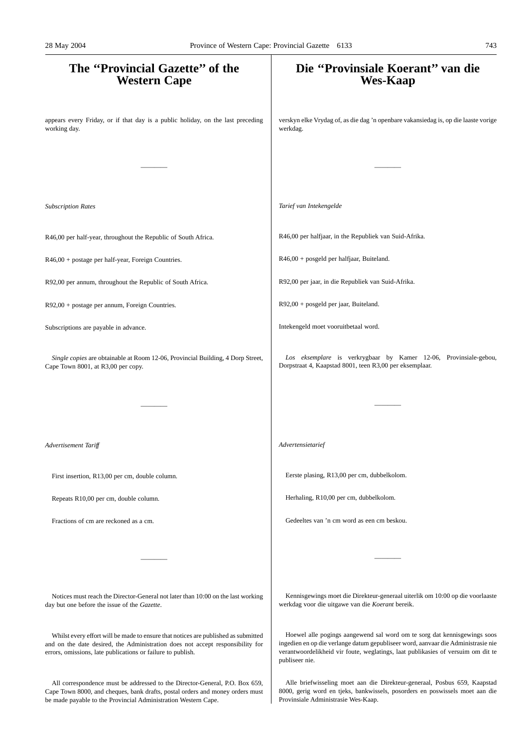# The "Provincial Gazette" of the Western Cape

appears every Friday, or if that day is a public holiday, on the last preceding working day.

---

*Subscription Rates*

R46,00 per half-year, throughout the Republic of South Africa.

R46,00 + postage per half-year, Foreign Countries.

R92,00 per annum, throughout the Republic of South Africa.

R92,00 + postage per annum, Foreign Countries.

Subscriptions are payable in advance.

*Single copies* are obtainable at Room 12-06, Provincial Building, 4 Dorp Street, Cape Town 8001, at R3,00 per copy.

---

*Advertisement Tariff*

First insertion, R13,00 per cm, double column.

Repeats R10,00 per cm, double column.

Fractions of cm are reckoned as a cm.

---

Notices must reach the Director-General not later than 10:00 on the last working day but one before the issue of the *Gazette*.

Whilst every effort will be made to ensure that notices are published as submitted and on the date desired, the Administration does not accept responsibility for errors, omissions, late publications or failure to publish.

All correspondence must be addressed to the Director-General, P.O. Box 659, Cape Town 8000, and cheques, bank drafts, postal orders and money orders must be made payable to the Provincial Administration Western Cape.

# Die "Provinsiale Koerant" van die Wes-Kaap

verskyn elke Vrydag of, as die dag 'n openbare vakansiedag is, op die laaste vorige werkdag.

---

*Tarief van Intekengelde*

R46,00 per halfjaar, in die Republiek van Suid-Afrika.

R46,00 + posgeld per halfjaar, Buiteland.

R92,00 per jaar, in die Republiek van Suid-Afrika.

R92,00 + posgeld per jaar, Buiteland.

Intekengeld moet vooruitbetaal word.

*Los eksemplare* is verkrygbaar by Kamer 12-06, Provinsiale-gebou, Dorpstraat 4, Kaapstad 8001, teen R3,00 per eksemplaar.

---

*Advertensietarief*

Eerste plasing, R13,00 per cm, dubbelkolom.

Herhaling, R10,00 per cm, dubbelkolom.

Gedeeltes van 'n cm word as een cm beskou.

---

Kennisgewings moet die Direkteur-generaal uiterlik om 10:00 op die voorlaaste werkdag voor die uitgawe van die *Koerant* bereik.

Hoewel alle pogings aangewend sal word om te sorg dat kennisgewings soos ingedien en op die verlange datum gepubliseer word, aanvaar die Administrasie nie verantwoordelikheid vir foute, weglatings, laat publikasies of versuim om dit te publiseer nie.

Alle briefwisseling moet aan die Direkteur-generaal, Posbus 659, Kaapstad 8000, gerig word en tjeks, bankwissels, posorders en poswissels moet aan die Provinsiale Administrasie Wes-Kaap.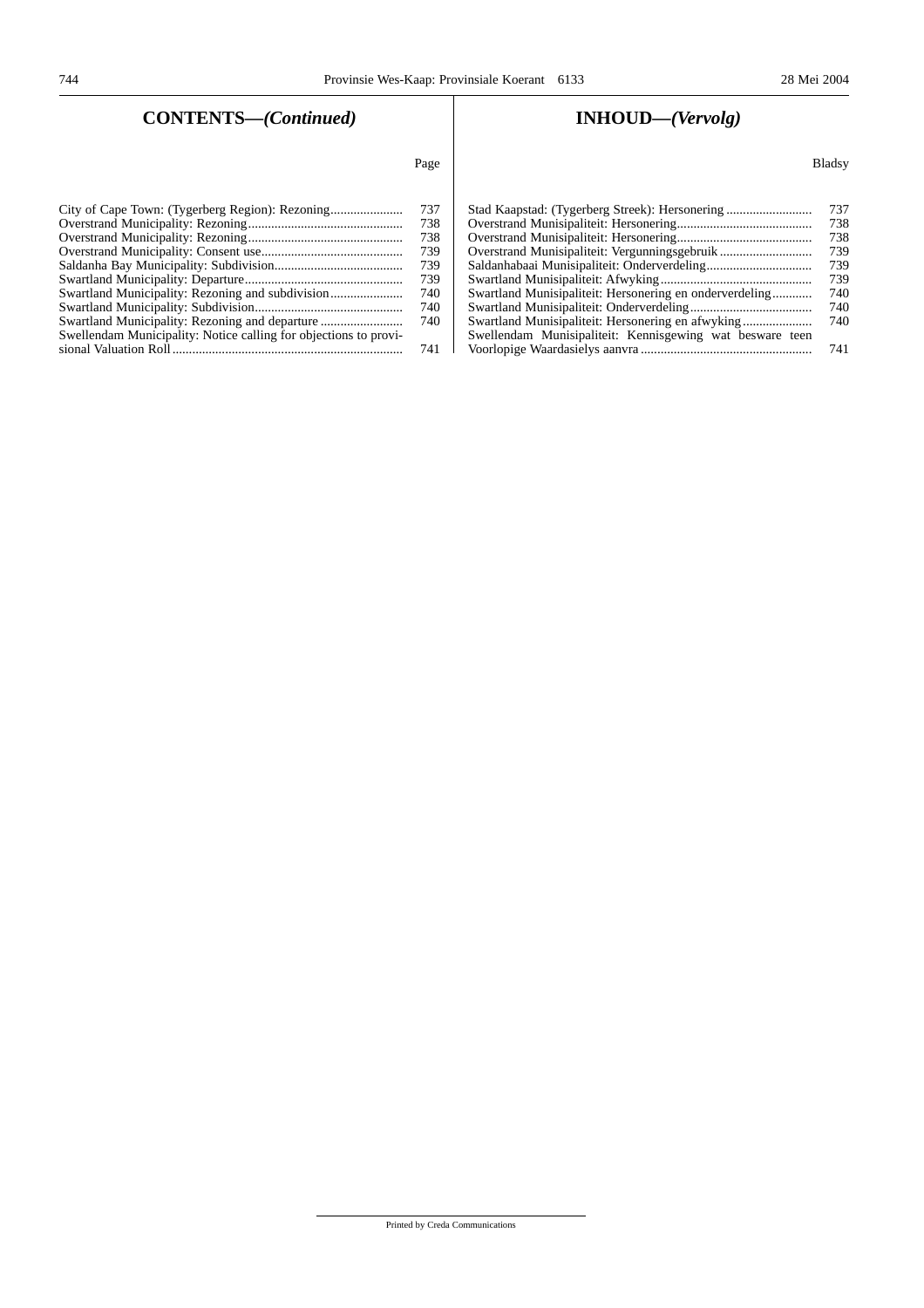## CONTENTS—*(Continued)*

| | Page |
|---|---|
| City of Cape Town: (Tygerberg Region): Rezoning | 737 |
| Overstrand Municipality: Rezoning | 738 |
| Overstrand Municipality: Rezoning | 738 |
| Overstrand Municipality: Consent use | 739 |
| Saldanha Bay Municipality: Subdivision | 739 |
| Swartland Municipality: Departure | 739 |
| Swartland Municipality: Rezoning and subdivision | 740 |
| Swartland Municipality: Subdivision | 740 |
| Swartland Municipality: Rezoning and departure | 740 |
| Swellendam Municipality: Notice calling for objections to provisional Valuation Roll | 741 |

## INHOUD—*(Vervolg)*

| | Bladsy |
|---|---|
| Stad Kaapstad: (Tygerberg Streek): Hersonering | 737 |
| Overstrand Munisipaliteit: Hersonering | 738 |
| Overstrand Munisipaliteit: Hersonering | 738 |
| Overstrand Munisipaliteit: Vergunningsgebruik | 739 |
| Saldanhabaai Munisipaliteit: Onderverdeling | 739 |
| Swartland Munisipaliteit: Afwyking | 739 |
| Swartland Munisipaliteit: Hersonering en onderverdeling | 740 |
| Swartland Munisipaliteit: Onderverdeling | 740 |
| Swartland Munisipaliteit: Hersonering en afwyking | 740 |
| Swellendam Munisipaliteit: Kennisgewing wat besware teen Voorlopige Waardasielys aanvra | 741 |

Printed by Creda Communications